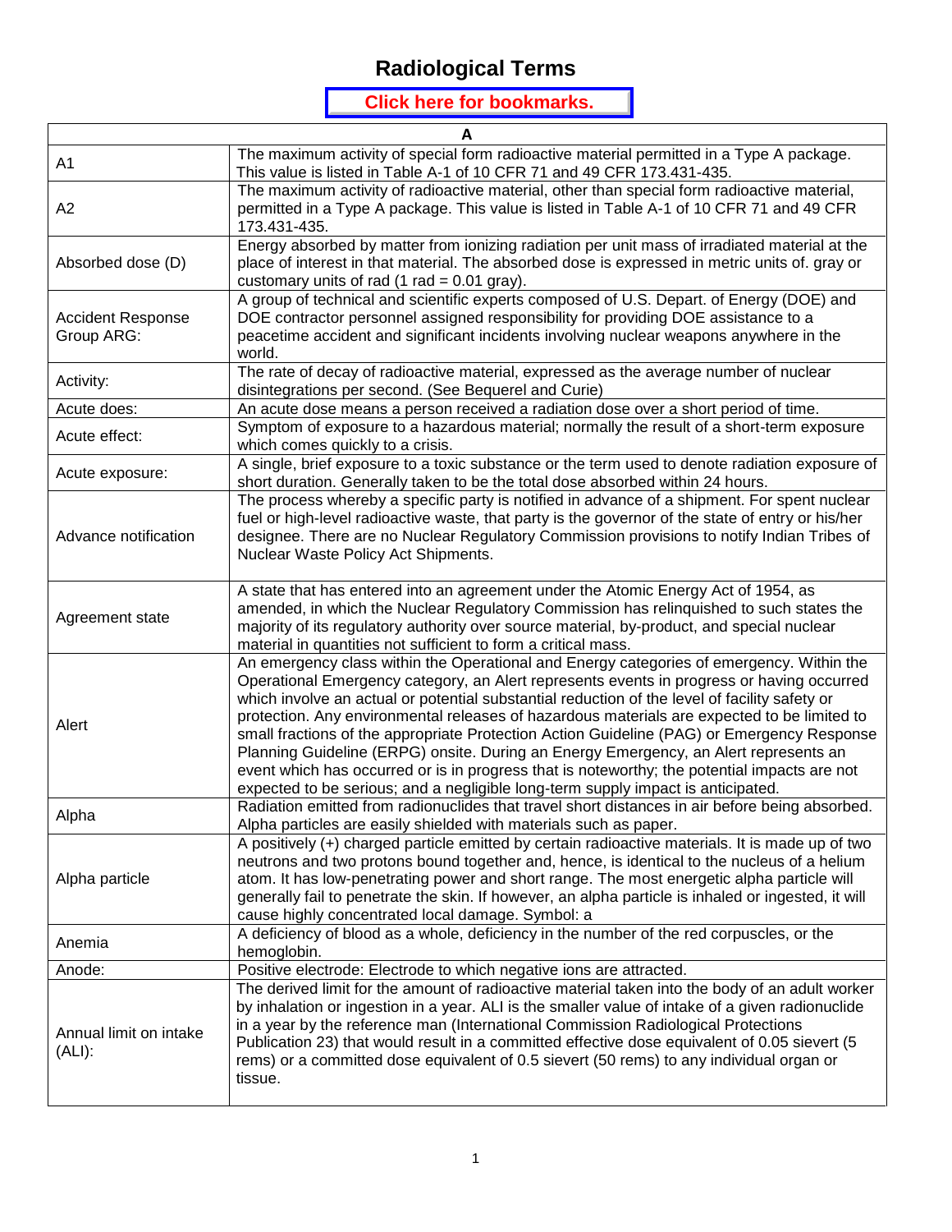# Radiological Terms

Click here for bookmarks.

| A | |
|---|---|
| A1 | The maximum activity of special form radioactive material permitted in a Type A package. This value is listed in Table A-1 of 10 CFR 71 and 49 CFR 173.431-435. |
| A2 | The maximum activity of radioactive material, other than special form radioactive material, permitted in a Type A package. This value is listed in Table A-1 of 10 CFR 71 and 49 CFR 173.431-435. |
| Absorbed dose (D) | Energy absorbed by matter from ionizing radiation per unit mass of irradiated material at the place of interest in that material. The absorbed dose is expressed in metric units of. gray or customary units of rad (1 rad = 0.01 gray). |
| Accident Response Group ARG: | A group of technical and scientific experts composed of U.S. Depart. of Energy (DOE) and DOE contractor personnel assigned responsibility for providing DOE assistance to a peacetime accident and significant incidents involving nuclear weapons anywhere in the world. |
| Activity: | The rate of decay of radioactive material, expressed as the average number of nuclear disintegrations per second. (See Bequerel and Curie) |
| Acute does: | An acute dose means a person received a radiation dose over a short period of time. |
| Acute effect: | Symptom of exposure to a hazardous material; normally the result of a short-term exposure which comes quickly to a crisis. |
| Acute exposure: | A single, brief exposure to a toxic substance or the term used to denote radiation exposure of short duration. Generally taken to be the total dose absorbed within 24 hours. |
| Advance notification | The process whereby a specific party is notified in advance of a shipment. For spent nuclear fuel or high-level radioactive waste, that party is the governor of the state of entry or his/her designee. There are no Nuclear Regulatory Commission provisions to notify Indian Tribes of Nuclear Waste Policy Act Shipments. |
| Agreement state | A state that has entered into an agreement under the Atomic Energy Act of 1954, as amended, in which the Nuclear Regulatory Commission has relinquished to such states the majority of its regulatory authority over source material, by-product, and special nuclear material in quantities not sufficient to form a critical mass. |
| Alert | An emergency class within the Operational and Energy categories of emergency. Within the Operational Emergency category, an Alert represents events in progress or having occurred which involve an actual or potential substantial reduction of the level of facility safety or protection. Any environmental releases of hazardous materials are expected to be limited to small fractions of the appropriate Protection Action Guideline (PAG) or Emergency Response Planning Guideline (ERPG) onsite. During an Energy Emergency, an Alert represents an event which has occurred or is in progress that is noteworthy; the potential impacts are not expected to be serious; and a negligible long-term supply impact is anticipated. |
| Alpha | Radiation emitted from radionuclides that travel short distances in air before being absorbed. Alpha particles are easily shielded with materials such as paper. |
| Alpha particle | A positively (+) charged particle emitted by certain radioactive materials. It is made up of two neutrons and two protons bound together and, hence, is identical to the nucleus of a helium atom. It has low-penetrating power and short range. The most energetic alpha particle will generally fail to penetrate the skin. If however, an alpha particle is inhaled or ingested, it will cause highly concentrated local damage. Symbol: a |
| Anemia | A deficiency of blood as a whole, deficiency in the number of the red corpuscles, or the hemoglobin. |
| Anode: | Positive electrode: Electrode to which negative ions are attracted. |
| Annual limit on intake (ALI): | The derived limit for the amount of radioactive material taken into the body of an adult worker by inhalation or ingestion in a year. ALI is the smaller value of intake of a given radionuclide in a year by the reference man (International Commission Radiological Protections Publication 23) that would result in a committed effective dose equivalent of 0.05 sievert (5 rems) or a committed dose equivalent of 0.5 sievert (50 rems) to any individual organ or tissue. |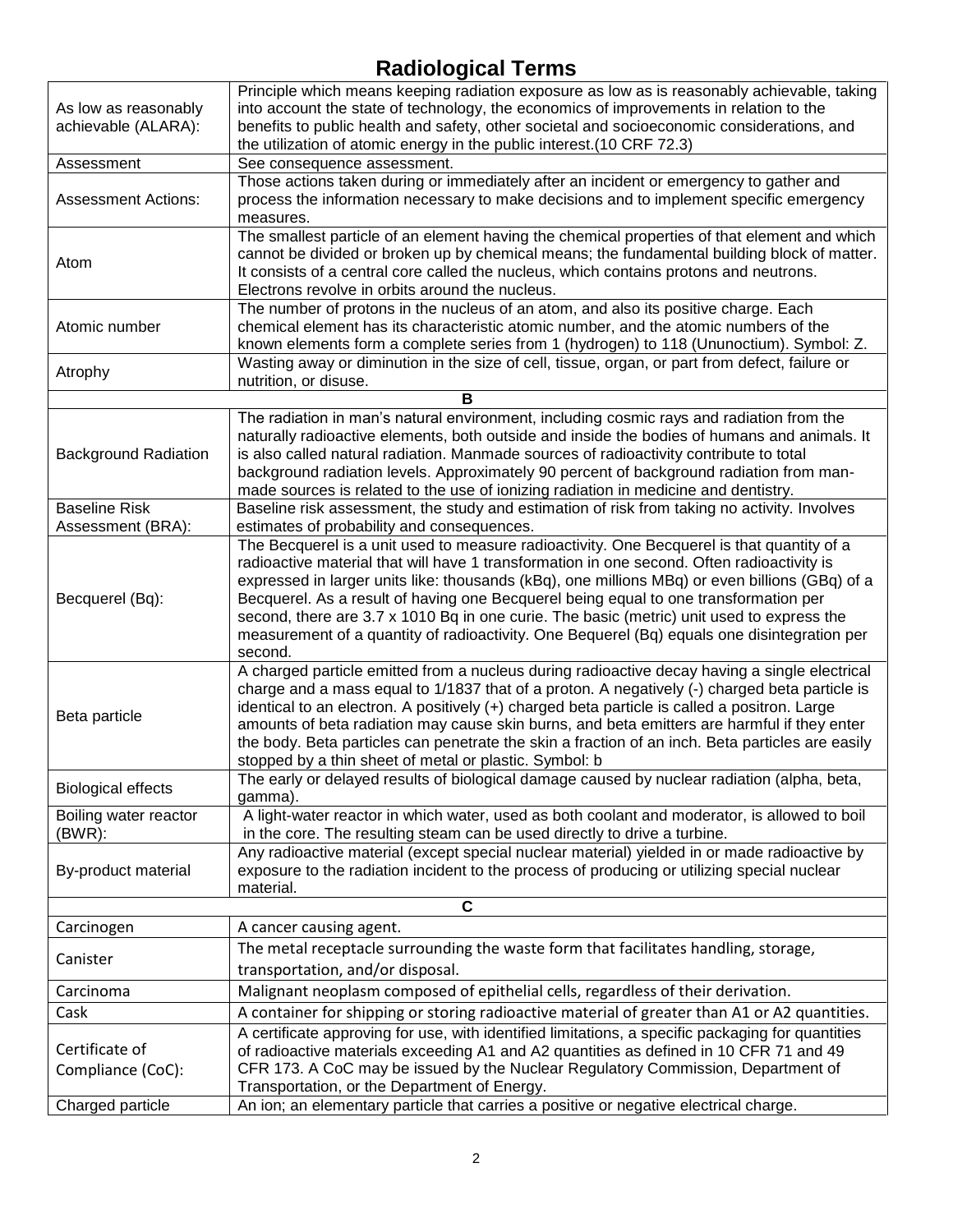# Radiological Terms

| | |
|---|---|
| As low as reasonably achievable (ALARA): | Principle which means keeping radiation exposure as low as is reasonably achievable, taking into account the state of technology, the economics of improvements in relation to the benefits to public health and safety, other societal and socioeconomic considerations, and the utilization of atomic energy in the public interest.(10 CRF 72.3) |
| Assessment | See consequence assessment. |
| Assessment Actions: | Those actions taken during or immediately after an incident or emergency to gather and process the information necessary to make decisions and to implement specific emergency measures. |
| Atom | The smallest particle of an element having the chemical properties of that element and which cannot be divided or broken up by chemical means; the fundamental building block of matter. It consists of a central core called the nucleus, which contains protons and neutrons. Electrons revolve in orbits around the nucleus. |
| Atomic number | The number of protons in the nucleus of an atom, and also its positive charge. Each chemical element has its characteristic atomic number, and the atomic numbers of the known elements form a complete series from 1 (hydrogen) to 118 (Ununoctium). Symbol: Z. |
| Atrophy | Wasting away or diminution in the size of cell, tissue, organ, or part from defect, failure or nutrition, or disuse. |
| **B** | |
| Background Radiation | The radiation in man's natural environment, including cosmic rays and radiation from the naturally radioactive elements, both outside and inside the bodies of humans and animals. It is also called natural radiation. Manmade sources of radioactivity contribute to total background radiation levels. Approximately 90 percent of background radiation from man-made sources is related to the use of ionizing radiation in medicine and dentistry. |
| Baseline Risk Assessment (BRA): | Baseline risk assessment, the study and estimation of risk from taking no activity. Involves estimates of probability and consequences. |
| Becquerel (Bq): | The Becquerel is a unit used to measure radioactivity. One Becquerel is that quantity of a radioactive material that will have 1 transformation in one second. Often radioactivity is expressed in larger units like: thousands (kBq), one millions MBq) or even billions (GBq) of a Becquerel. As a result of having one Becquerel being equal to one transformation per second, there are 3.7 x 1010 Bq in one curie. The basic (metric) unit used to express the measurement of a quantity of radioactivity. One Bequerel (Bq) equals one disintegration per second. |
| Beta particle | A charged particle emitted from a nucleus during radioactive decay having a single electrical charge and a mass equal to 1/1837 that of a proton. A negatively (-) charged beta particle is identical to an electron. A positively (+) charged beta particle is called a positron. Large amounts of beta radiation may cause skin burns, and beta emitters are harmful if they enter the body. Beta particles can penetrate the skin a fraction of an inch. Beta particles are easily stopped by a thin sheet of metal or plastic. Symbol: b |
| Biological effects | The early or delayed results of biological damage caused by nuclear radiation (alpha, beta, gamma). |
| Boiling water reactor (BWR): | A light-water reactor in which water, used as both coolant and moderator, is allowed to boil in the core. The resulting steam can be used directly to drive a turbine. |
| By-product material | Any radioactive material (except special nuclear material) yielded in or made radioactive by exposure to the radiation incident to the process of producing or utilizing special nuclear material. |
| **C** | |
| Carcinogen | A cancer causing agent. |
| Canister | The metal receptacle surrounding the waste form that facilitates handling, storage, transportation, and/or disposal. |
| Carcinoma | Malignant neoplasm composed of epithelial cells, regardless of their derivation. |
| Cask | A container for shipping or storing radioactive material of greater than A1 or A2 quantities. |
| Certificate of Compliance (CoC): | A certificate approving for use, with identified limitations, a specific packaging for quantities of radioactive materials exceeding A1 and A2 quantities as defined in 10 CFR 71 and 49 CFR 173. A CoC may be issued by the Nuclear Regulatory Commission, Department of Transportation, or the Department of Energy. |
| Charged particle | An ion; an elementary particle that carries a positive or negative electrical charge. |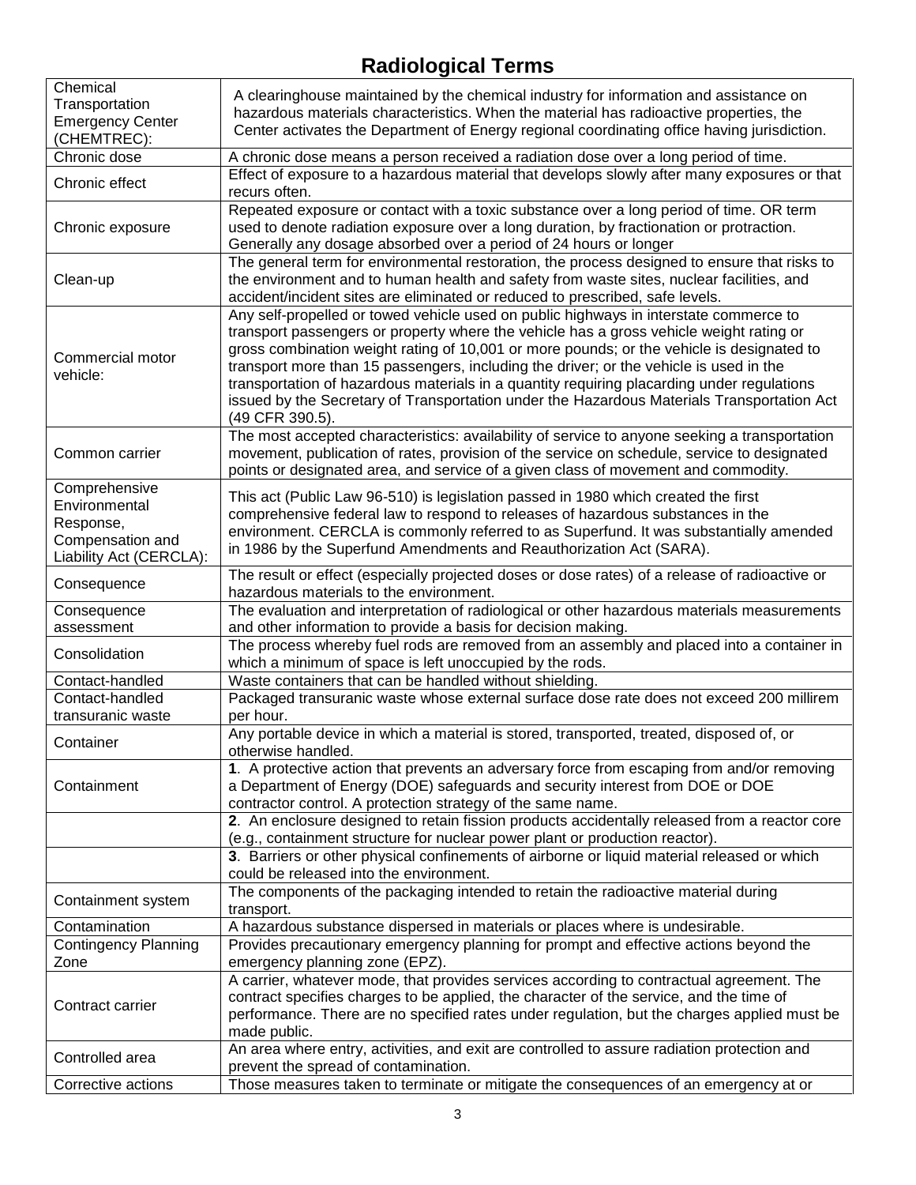# Radiological Terms

| | |
|---|---|
| Chemical Transportation Emergency Center (CHEMTREC): | A clearinghouse maintained by the chemical industry for information and assistance on hazardous materials characteristics. When the material has radioactive properties, the Center activates the Department of Energy regional coordinating office having jurisdiction. |
| Chronic dose | A chronic dose means a person received a radiation dose over a long period of time. |
| Chronic effect | Effect of exposure to a hazardous material that develops slowly after many exposures or that recurs often. |
| Chronic exposure | Repeated exposure or contact with a toxic substance over a long period of time. OR term used to denote radiation exposure over a long duration, by fractionation or protraction. Generally any dosage absorbed over a period of 24 hours or longer |
| Clean-up | The general term for environmental restoration, the process designed to ensure that risks to the environment and to human health and safety from waste sites, nuclear facilities, and accident/incident sites are eliminated or reduced to prescribed, safe levels. |
| Commercial motor vehicle: | Any self-propelled or towed vehicle used on public highways in interstate commerce to transport passengers or property where the vehicle has a gross vehicle weight rating or gross combination weight rating of 10,001 or more pounds; or the vehicle is designated to transport more than 15 passengers, including the driver; or the vehicle is used in the transportation of hazardous materials in a quantity requiring placarding under regulations issued by the Secretary of Transportation under the Hazardous Materials Transportation Act (49 CFR 390.5). |
| Common carrier | The most accepted characteristics: availability of service to anyone seeking a transportation movement, publication of rates, provision of the service on schedule, service to designated points or designated area, and service of a given class of movement and commodity. |
| Comprehensive Environmental Response, Compensation and Liability Act (CERCLA): | This act (Public Law 96-510) is legislation passed in 1980 which created the first comprehensive federal law to respond to releases of hazardous substances in the environment. CERCLA is commonly referred to as Superfund. It was substantially amended in 1986 by the Superfund Amendments and Reauthorization Act (SARA). |
| Consequence | The result or effect (especially projected doses or dose rates) of a release of radioactive or hazardous materials to the environment. |
| Consequence assessment | The evaluation and interpretation of radiological or other hazardous materials measurements and other information to provide a basis for decision making. |
| Consolidation | The process whereby fuel rods are removed from an assembly and placed into a container in which a minimum of space is left unoccupied by the rods. |
| Contact-handled | Waste containers that can be handled without shielding. |
| Contact-handled transuranic waste | Packaged transuranic waste whose external surface dose rate does not exceed 200 millirem per hour. |
| Container | Any portable device in which a material is stored, transported, treated, disposed of, or otherwise handled. |
| Containment | **1**. A protective action that prevents an adversary force from escaping from and/or removing a Department of Energy (DOE) safeguards and security interest from DOE or DOE contractor control. A protection strategy of the same name. |
| | **2**. An enclosure designed to retain fission products accidentally released from a reactor core (e.g., containment structure for nuclear power plant or production reactor). |
| | **3**. Barriers or other physical confinements of airborne or liquid material released or which could be released into the environment. |
| Containment system | The components of the packaging intended to retain the radioactive material during transport. |
| Contamination | A hazardous substance dispersed in materials or places where is undesirable. |
| Contingency Planning Zone | Provides precautionary emergency planning for prompt and effective actions beyond the emergency planning zone (EPZ). |
| Contract carrier | A carrier, whatever mode, that provides services according to contractual agreement. The contract specifies charges to be applied, the character of the service, and the time of performance. There are no specified rates under regulation, but the charges applied must be made public. |
| Controlled area | An area where entry, activities, and exit are controlled to assure radiation protection and prevent the spread of contamination. |
| Corrective actions | Those measures taken to terminate or mitigate the consequences of an emergency at or |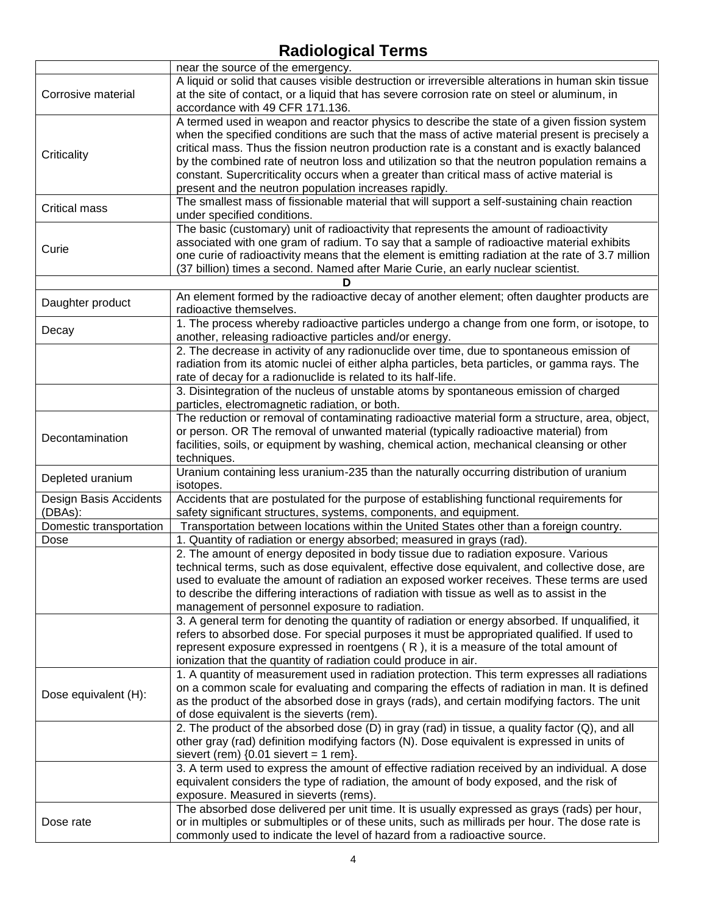# Radiological Terms

| | |
|---|---|
| | near the source of the emergency. |
| Corrosive material | A liquid or solid that causes visible destruction or irreversible alterations in human skin tissue at the site of contact, or a liquid that has severe corrosion rate on steel or aluminum, in accordance with 49 CFR 171.136. |
| Criticality | A termed used in weapon and reactor physics to describe the state of a given fission system when the specified conditions are such that the mass of active material present is precisely a critical mass. Thus the fission neutron production rate is a constant and is exactly balanced by the combined rate of neutron loss and utilization so that the neutron population remains a constant. Supercriticality occurs when a greater than critical mass of active material is present and the neutron population increases rapidly. |
| Critical mass | The smallest mass of fissionable material that will support a self-sustaining chain reaction under specified conditions. |
| Curie | The basic (customary) unit of radioactivity that represents the amount of radioactivity associated with one gram of radium. To say that a sample of radioactive material exhibits one curie of radioactivity means that the element is emitting radiation at the rate of 3.7 million (37 billion) times a second. Named after Marie Curie, an early nuclear scientist. |
| **D** | |
| Daughter product | An element formed by the radioactive decay of another element; often daughter products are radioactive themselves. |
| Decay | 1. The process whereby radioactive particles undergo a change from one form, or isotope, to another, releasing radioactive particles and/or energy. |
| | 2. The decrease in activity of any radionuclide over time, due to spontaneous emission of radiation from its atomic nuclei of either alpha particles, beta particles, or gamma rays. The rate of decay for a radionuclide is related to its half-life. |
| | 3. Disintegration of the nucleus of unstable atoms by spontaneous emission of charged particles, electromagnetic radiation, or both. |
| Decontamination | The reduction or removal of contaminating radioactive material form a structure, area, object, or person. OR The removal of unwanted material (typically radioactive material) from facilities, soils, or equipment by washing, chemical action, mechanical cleansing or other techniques. |
| Depleted uranium | Uranium containing less uranium-235 than the naturally occurring distribution of uranium isotopes. |
| Design Basis Accidents (DBAs): | Accidents that are postulated for the purpose of establishing functional requirements for safety significant structures, systems, components, and equipment. |
| Domestic transportation | Transportation between locations within the United States other than a foreign country. |
| Dose | 1. Quantity of radiation or energy absorbed; measured in grays (rad). |
| | 2. The amount of energy deposited in body tissue due to radiation exposure. Various technical terms, such as dose equivalent, effective dose equivalent, and collective dose, are used to evaluate the amount of radiation an exposed worker receives. These terms are used to describe the differing interactions of radiation with tissue as well as to assist in the management of personnel exposure to radiation. |
| | 3. A general term for denoting the quantity of radiation or energy absorbed. If unqualified, it refers to absorbed dose. For special purposes it must be appropriated qualified. If used to represent exposure expressed in roentgens ( R ), it is a measure of the total amount of ionization that the quantity of radiation could produce in air. |
| Dose equivalent (H): | 1. A quantity of measurement used in radiation protection. This term expresses all radiations on a common scale for evaluating and comparing the effects of radiation in man. It is defined as the product of the absorbed dose in grays (rads), and certain modifying factors. The unit of dose equivalent is the sieverts (rem). |
| | 2. The product of the absorbed dose (D) in gray (rad) in tissue, a quality factor (Q), and all other gray (rad) definition modifying factors (N). Dose equivalent is expressed in units of sievert (rem) {0.01 sievert = 1 rem}. |
| | 3. A term used to express the amount of effective radiation received by an individual. A dose equivalent considers the type of radiation, the amount of body exposed, and the risk of exposure. Measured in sieverts (rems). |
| Dose rate | The absorbed dose delivered per unit time. It is usually expressed as grays (rads) per hour, or in multiples or submultiples or of these units, such as millirads per hour. The dose rate is commonly used to indicate the level of hazard from a radioactive source. |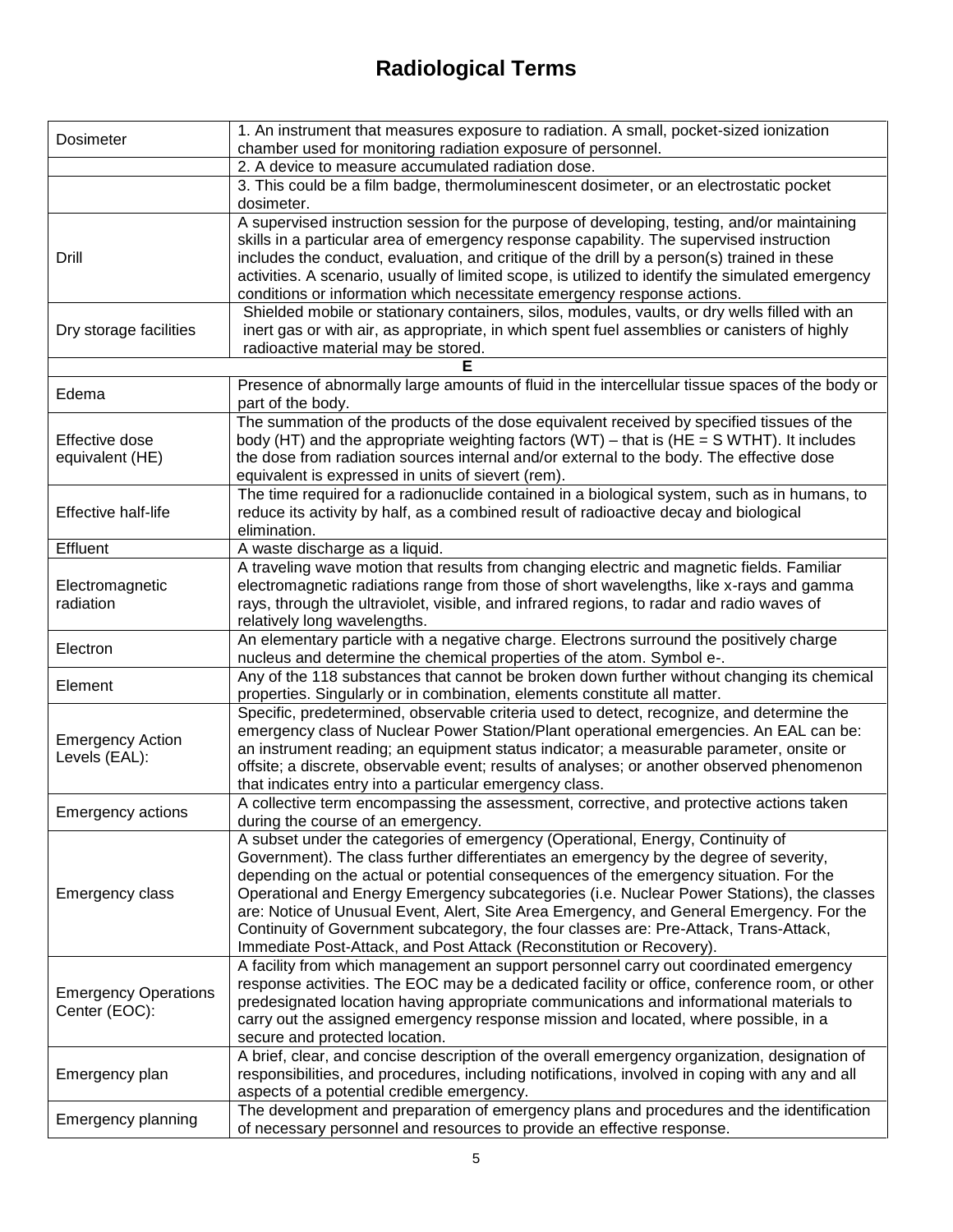# Radiological Terms

| | |
|---|---|
| Dosimeter | 1. An instrument that measures exposure to radiation. A small, pocket-sized ionization chamber used for monitoring radiation exposure of personnel. |
| | 2. A device to measure accumulated radiation dose. |
| | 3. This could be a film badge, thermoluminescent dosimeter, or an electrostatic pocket dosimeter. |
| Drill | A supervised instruction session for the purpose of developing, testing, and/or maintaining skills in a particular area of emergency response capability. The supervised instruction includes the conduct, evaluation, and critique of the drill by a person(s) trained in these activities. A scenario, usually of limited scope, is utilized to identify the simulated emergency conditions or information which necessitate emergency response actions. |
| Dry storage facilities | Shielded mobile or stationary containers, silos, modules, vaults, or dry wells filled with an inert gas or with air, as appropriate, in which spent fuel assemblies or canisters of highly radioactive material may be stored. |
| **E** | |
| Edema | Presence of abnormally large amounts of fluid in the intercellular tissue spaces of the body or part of the body. |
| Effective dose equivalent (HE) | The summation of the products of the dose equivalent received by specified tissues of the body (HT) and the appropriate weighting factors (WT) – that is (HE = S WTHT). It includes the dose from radiation sources internal and/or external to the body. The effective dose equivalent is expressed in units of sievert (rem). |
| Effective half-life | The time required for a radionuclide contained in a biological system, such as in humans, to reduce its activity by half, as a combined result of radioactive decay and biological elimination. |
| Effluent | A waste discharge as a liquid. |
| Electromagnetic radiation | A traveling wave motion that results from changing electric and magnetic fields. Familiar electromagnetic radiations range from those of short wavelengths, like x-rays and gamma rays, through the ultraviolet, visible, and infrared regions, to radar and radio waves of relatively long wavelengths. |
| Electron | An elementary particle with a negative charge. Electrons surround the positively charge nucleus and determine the chemical properties of the atom. Symbol e-. |
| Element | Any of the 118 substances that cannot be broken down further without changing its chemical properties. Singularly or in combination, elements constitute all matter. |
| Emergency Action Levels (EAL): | Specific, predetermined, observable criteria used to detect, recognize, and determine the emergency class of Nuclear Power Station/Plant operational emergencies. An EAL can be: an instrument reading; an equipment status indicator; a measurable parameter, onsite or offsite; a discrete, observable event; results of analyses; or another observed phenomenon that indicates entry into a particular emergency class. |
| Emergency actions | A collective term encompassing the assessment, corrective, and protective actions taken during the course of an emergency. |
| Emergency class | A subset under the categories of emergency (Operational, Energy, Continuity of Government). The class further differentiates an emergency by the degree of severity, depending on the actual or potential consequences of the emergency situation. For the Operational and Energy Emergency subcategories (i.e. Nuclear Power Stations), the classes are: Notice of Unusual Event, Alert, Site Area Emergency, and General Emergency. For the Continuity of Government subcategory, the four classes are: Pre-Attack, Trans-Attack, Immediate Post-Attack, and Post Attack (Reconstitution or Recovery). |
| Emergency Operations Center (EOC): | A facility from which management an support personnel carry out coordinated emergency response activities. The EOC may be a dedicated facility or office, conference room, or other predesignated location having appropriate communications and informational materials to carry out the assigned emergency response mission and located, where possible, in a secure and protected location. |
| Emergency plan | A brief, clear, and concise description of the overall emergency organization, designation of responsibilities, and procedures, including notifications, involved in coping with any and all aspects of a potential credible emergency. |
| Emergency planning | The development and preparation of emergency plans and procedures and the identification of necessary personnel and resources to provide an effective response. |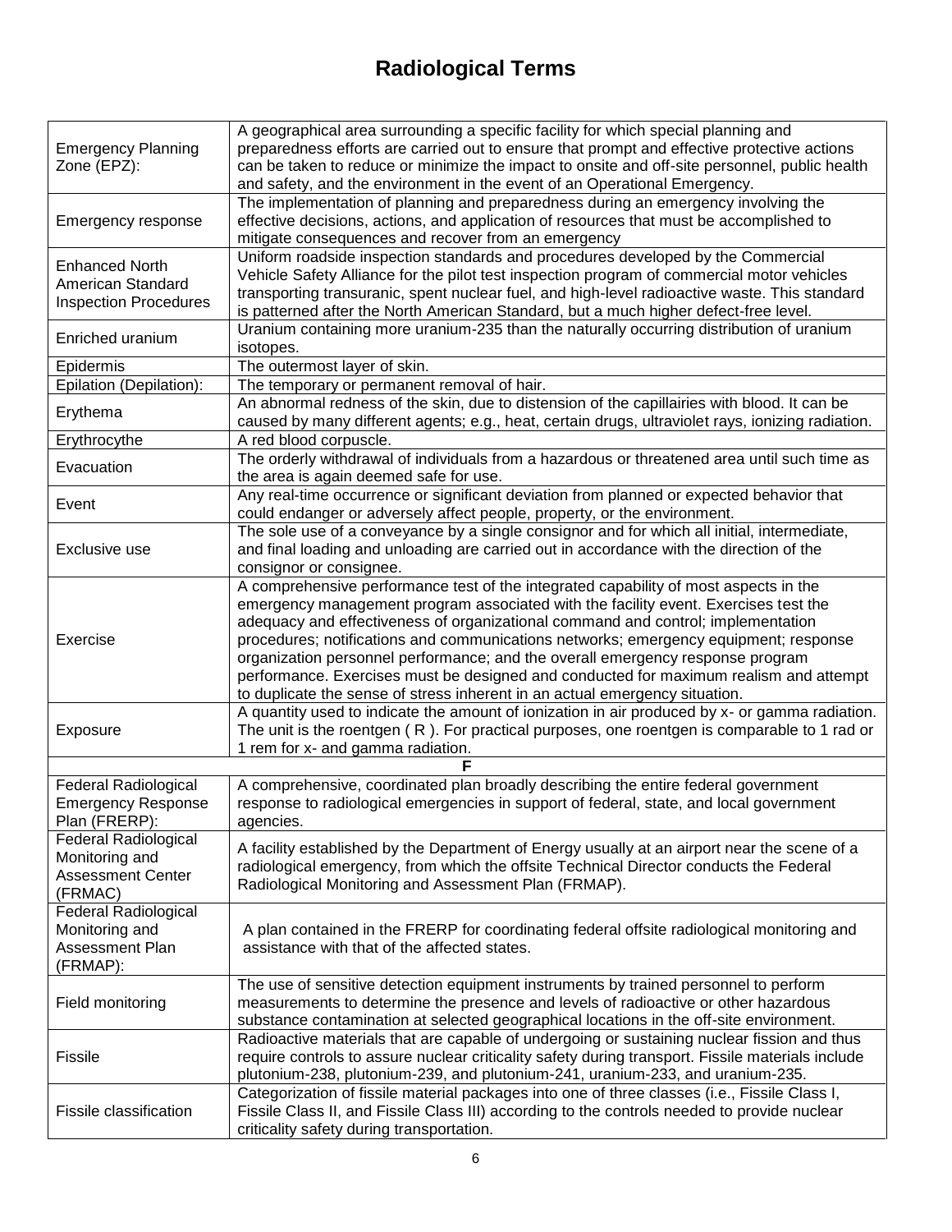# Radiological Terms

| | |
|---|---|
| Emergency Planning Zone (EPZ): | A geographical area surrounding a specific facility for which special planning and preparedness efforts are carried out to ensure that prompt and effective protective actions can be taken to reduce or minimize the impact to onsite and off-site personnel, public health and safety, and the environment in the event of an Operational Emergency. |
| Emergency response | The implementation of planning and preparedness during an emergency involving the effective decisions, actions, and application of resources that must be accomplished to mitigate consequences and recover from an emergency |
| Enhanced North American Standard Inspection Procedures | Uniform roadside inspection standards and procedures developed by the Commercial Vehicle Safety Alliance for the pilot test inspection program of commercial motor vehicles transporting transuranic, spent nuclear fuel, and high-level radioactive waste. This standard is patterned after the North American Standard, but a much higher defect-free level. |
| Enriched uranium | Uranium containing more uranium-235 than the naturally occurring distribution of uranium isotopes. |
| Epidermis | The outermost layer of skin. |
| Epilation (Depilation): | The temporary or permanent removal of hair. |
| Erythema | An abnormal redness of the skin, due to distension of the capillairies with blood. It can be caused by many different agents; e.g., heat, certain drugs, ultraviolet rays, ionizing radiation. |
| Erythrocythe | A red blood corpuscle. |
| Evacuation | The orderly withdrawal of individuals from a hazardous or threatened area until such time as the area is again deemed safe for use. |
| Event | Any real-time occurrence or significant deviation from planned or expected behavior that could endanger or adversely affect people, property, or the environment. |
| Exclusive use | The sole use of a conveyance by a single consignor and for which all initial, intermediate, and final loading and unloading are carried out in accordance with the direction of the consignor or consignee. |
| Exercise | A comprehensive performance test of the integrated capability of most aspects in the emergency management program associated with the facility event. Exercises test the adequacy and effectiveness of organizational command and control; implementation procedures; notifications and communications networks; emergency equipment; response organization personnel performance; and the overall emergency response program performance. Exercises must be designed and conducted for maximum realism and attempt to duplicate the sense of stress inherent in an actual emergency situation. |
| Exposure | A quantity used to indicate the amount of ionization in air produced by x- or gamma radiation. The unit is the roentgen ( R ). For practical purposes, one roentgen is comparable to 1 rad or 1 rem for x- and gamma radiation. |
| **F** | |
| Federal Radiological Emergency Response Plan (FRERP): | A comprehensive, coordinated plan broadly describing the entire federal government response to radiological emergencies in support of federal, state, and local government agencies. |
| Federal Radiological Monitoring and Assessment Center (FRMAC) | A facility established by the Department of Energy usually at an airport near the scene of a radiological emergency, from which the offsite Technical Director conducts the Federal Radiological Monitoring and Assessment Plan (FRMAP). |
| Federal Radiological Monitoring and Assessment Plan (FRMAP): | A plan contained in the FRERP for coordinating federal offsite radiological monitoring and assistance with that of the affected states. |
| Field monitoring | The use of sensitive detection equipment instruments by trained personnel to perform measurements to determine the presence and levels of radioactive or other hazardous substance contamination at selected geographical locations in the off-site environment. |
| Fissile | Radioactive materials that are capable of undergoing or sustaining nuclear fission and thus require controls to assure nuclear criticality safety during transport. Fissile materials include plutonium-238, plutonium-239, and plutonium-241, uranium-233, and uranium-235. |
| Fissile classification | Categorization of fissile material packages into one of three classes (i.e., Fissile Class I, Fissile Class II, and Fissile Class III) according to the controls needed to provide nuclear criticality safety during transportation. |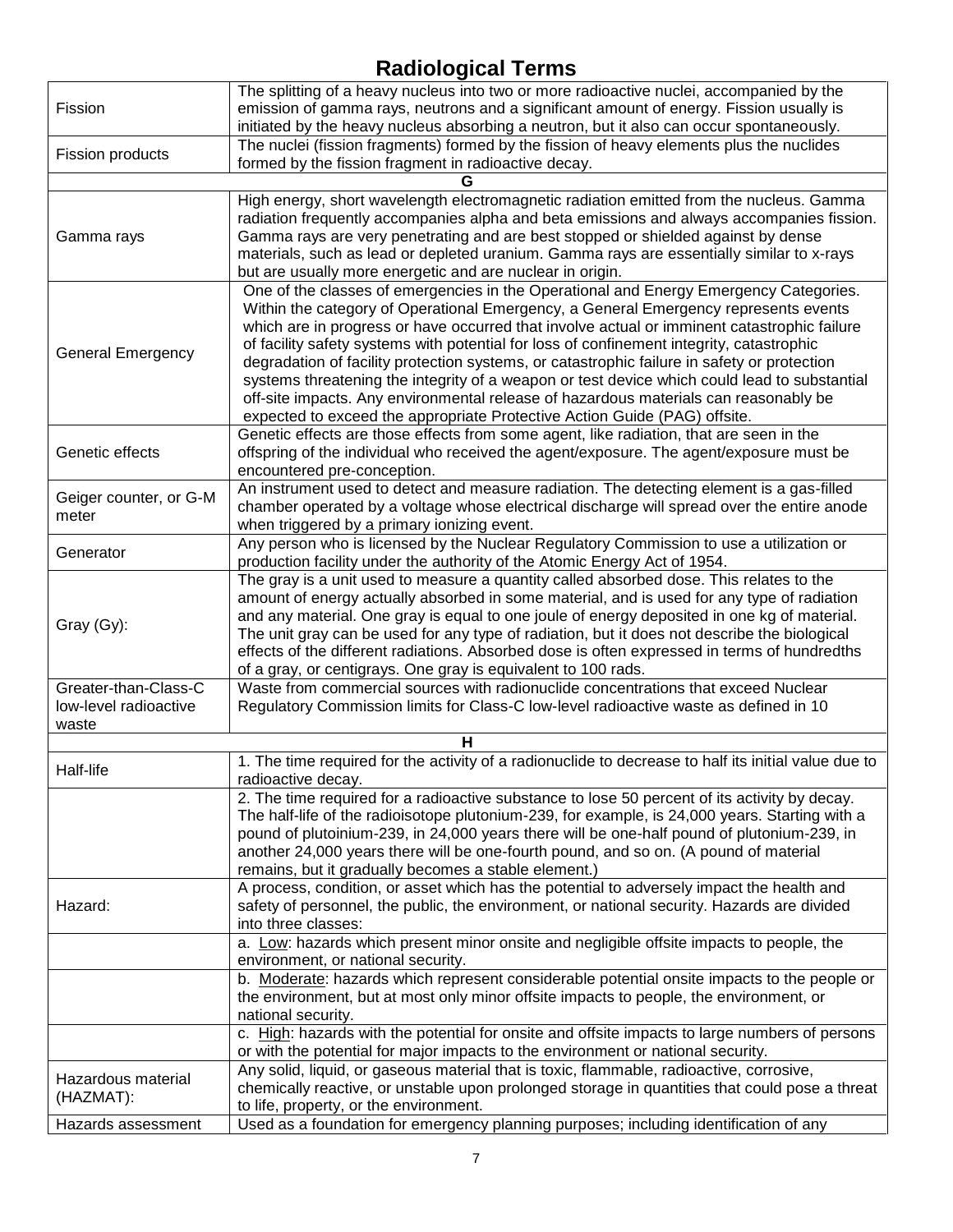# Radiological Terms

| | |
|---|---|
| Fission | The splitting of a heavy nucleus into two or more radioactive nuclei, accompanied by the emission of gamma rays, neutrons and a significant amount of energy. Fission usually is initiated by the heavy nucleus absorbing a neutron, but it also can occur spontaneously. |
| Fission products | The nuclei (fission fragments) formed by the fission of heavy elements plus the nuclides formed by the fission fragment in radioactive decay. |
| **G** | |
| Gamma rays | High energy, short wavelength electromagnetic radiation emitted from the nucleus. Gamma radiation frequently accompanies alpha and beta emissions and always accompanies fission. Gamma rays are very penetrating and are best stopped or shielded against by dense materials, such as lead or depleted uranium. Gamma rays are essentially similar to x-rays but are usually more energetic and are nuclear in origin. |
| General Emergency | One of the classes of emergencies in the Operational and Energy Emergency Categories. Within the category of Operational Emergency, a General Emergency represents events which are in progress or have occurred that involve actual or imminent catastrophic failure of facility safety systems with potential for loss of confinement integrity, catastrophic degradation of facility protection systems, or catastrophic failure in safety or protection systems threatening the integrity of a weapon or test device which could lead to substantial off-site impacts. Any environmental release of hazardous materials can reasonably be expected to exceed the appropriate Protective Action Guide (PAG) offsite. |
| Genetic effects | Genetic effects are those effects from some agent, like radiation, that are seen in the offspring of the individual who received the agent/exposure. The agent/exposure must be encountered pre-conception. |
| Geiger counter, or G-M meter | An instrument used to detect and measure radiation. The detecting element is a gas-filled chamber operated by a voltage whose electrical discharge will spread over the entire anode when triggered by a primary ionizing event. |
| Generator | Any person who is licensed by the Nuclear Regulatory Commission to use a utilization or production facility under the authority of the Atomic Energy Act of 1954. |
| Gray (Gy): | The gray is a unit used to measure a quantity called absorbed dose. This relates to the amount of energy actually absorbed in some material, and is used for any type of radiation and any material. One gray is equal to one joule of energy deposited in one kg of material. The unit gray can be used for any type of radiation, but it does not describe the biological effects of the different radiations. Absorbed dose is often expressed in terms of hundredths of a gray, or centigrays. One gray is equivalent to 100 rads. |
| Greater-than-Class-C low-level radioactive waste | Waste from commercial sources with radionuclide concentrations that exceed Nuclear Regulatory Commission limits for Class-C low-level radioactive waste as defined in 10 |
| **H** | |
| Half-life | 1. The time required for the activity of a radionuclide to decrease to half its initial value due to radioactive decay. |
| | 2. The time required for a radioactive substance to lose 50 percent of its activity by decay. The half-life of the radioisotope plutonium-239, for example, is 24,000 years. Starting with a pound of plutoinium-239, in 24,000 years there will be one-half pound of plutonium-239, in another 24,000 years there will be one-fourth pound, and so on. (A pound of material remains, but it gradually becomes a stable element.) |
| Hazard: | A process, condition, or asset which has the potential to adversely impact the health and safety of personnel, the public, the environment, or national security. Hazards are divided into three classes: |
| | a. Low: hazards which present minor onsite and negligible offsite impacts to people, the environment, or national security. |
| | b. Moderate: hazards which represent considerable potential onsite impacts to the people or the environment, but at most only minor offsite impacts to people, the environment, or national security. |
| | c. High: hazards with the potential for onsite and offsite impacts to large numbers of persons or with the potential for major impacts to the environment or national security. |
| Hazardous material (HAZMAT): | Any solid, liquid, or gaseous material that is toxic, flammable, radioactive, corrosive, chemically reactive, or unstable upon prolonged storage in quantities that could pose a threat to life, property, or the environment. |
| Hazards assessment | Used as a foundation for emergency planning purposes; including identification of any |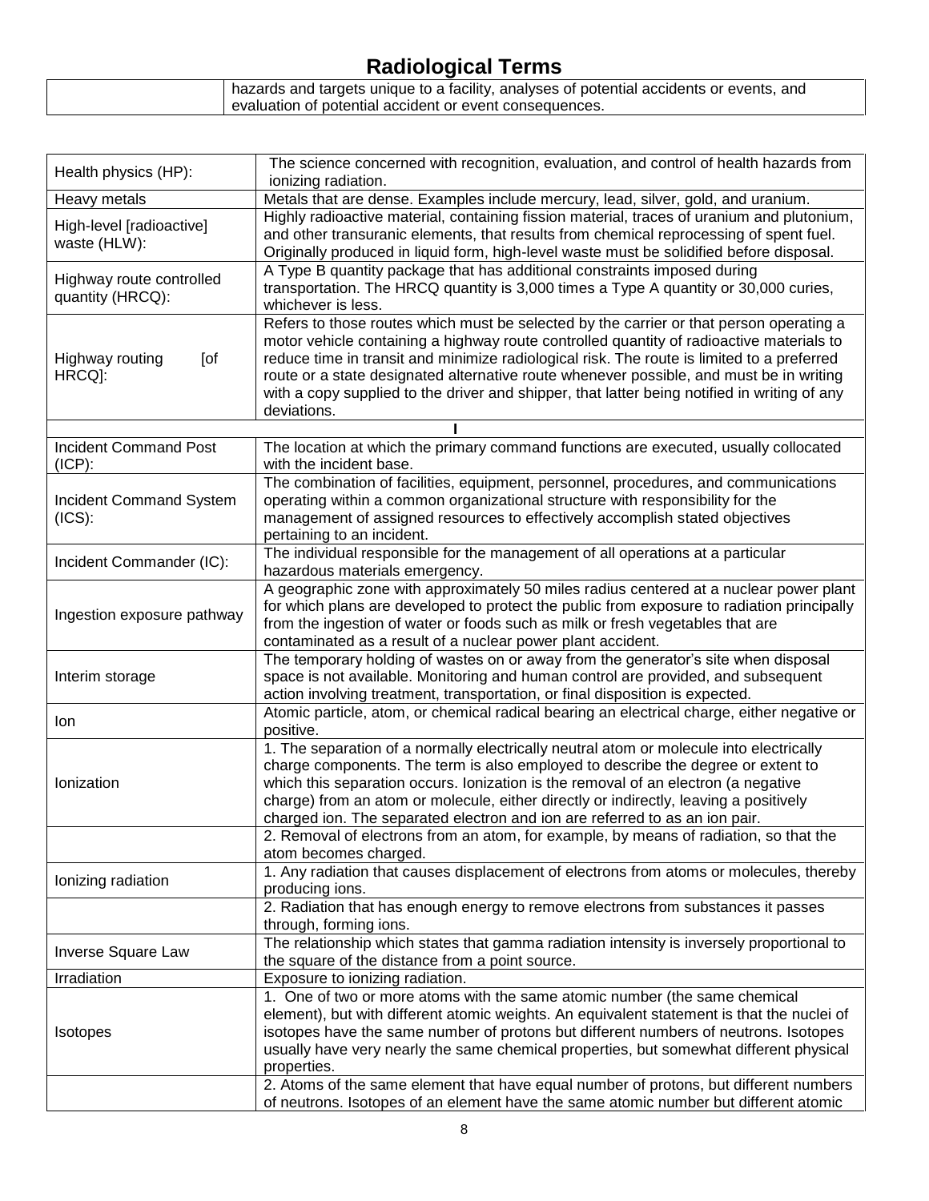# Radiological Terms

| | |
|---|---|
| | hazards and targets unique to a facility, analyses of potential accidents or events, and evaluation of potential accident or event consequences. |

| | |
|---|---|
| Health physics (HP): | The science concerned with recognition, evaluation, and control of health hazards from ionizing radiation. |
| Heavy metals | Metals that are dense. Examples include mercury, lead, silver, gold, and uranium. |
| High-level [radioactive] waste (HLW): | Highly radioactive material, containing fission material, traces of uranium and plutonium, and other transuranic elements, that results from chemical reprocessing of spent fuel. Originally produced in liquid form, high-level waste must be solidified before disposal. |
| Highway route controlled quantity (HRCQ): | A Type B quantity package that has additional constraints imposed during transportation. The HRCQ quantity is 3,000 times a Type A quantity or 30,000 curies, whichever is less. |
| Highway routing [of HRCQ]: | Refers to those routes which must be selected by the carrier or that person operating a motor vehicle containing a highway route controlled quantity of radioactive materials to reduce time in transit and minimize radiological risk. The route is limited to a preferred route or a state designated alternative route whenever possible, and must be in writing with a copy supplied to the driver and shipper, that latter being notified in writing of any deviations. |
| **I** | |
| Incident Command Post (ICP): | The location at which the primary command functions are executed, usually collocated with the incident base. |
| Incident Command System (ICS): | The combination of facilities, equipment, personnel, procedures, and communications operating within a common organizational structure with responsibility for the management of assigned resources to effectively accomplish stated objectives pertaining to an incident. |
| Incident Commander (IC): | The individual responsible for the management of all operations at a particular hazardous materials emergency. |
| Ingestion exposure pathway | A geographic zone with approximately 50 miles radius centered at a nuclear power plant for which plans are developed to protect the public from exposure to radiation principally from the ingestion of water or foods such as milk or fresh vegetables that are contaminated as a result of a nuclear power plant accident. |
| Interim storage | The temporary holding of wastes on or away from the generator's site when disposal space is not available. Monitoring and human control are provided, and subsequent action involving treatment, transportation, or final disposition is expected. |
| Ion | Atomic particle, atom, or chemical radical bearing an electrical charge, either negative or positive. |
| Ionization | 1. The separation of a normally electrically neutral atom or molecule into electrically charge components. The term is also employed to describe the degree or extent to which this separation occurs. Ionization is the removal of an electron (a negative charge) from an atom or molecule, either directly or indirectly, leaving a positively charged ion. The separated electron and ion are referred to as an ion pair. |
| | 2. Removal of electrons from an atom, for example, by means of radiation, so that the atom becomes charged. |
| Ionizing radiation | 1. Any radiation that causes displacement of electrons from atoms or molecules, thereby producing ions. |
| | 2. Radiation that has enough energy to remove electrons from substances it passes through, forming ions. |
| Inverse Square Law | The relationship which states that gamma radiation intensity is inversely proportional to the square of the distance from a point source. |
| Irradiation | Exposure to ionizing radiation. |
| Isotopes | 1. One of two or more atoms with the same atomic number (the same chemical element), but with different atomic weights. An equivalent statement is that the nuclei of isotopes have the same number of protons but different numbers of neutrons. Isotopes usually have very nearly the same chemical properties, but somewhat different physical properties. |
| | 2. Atoms of the same element that have equal number of protons, but different numbers of neutrons. Isotopes of an element have the same atomic number but different atomic |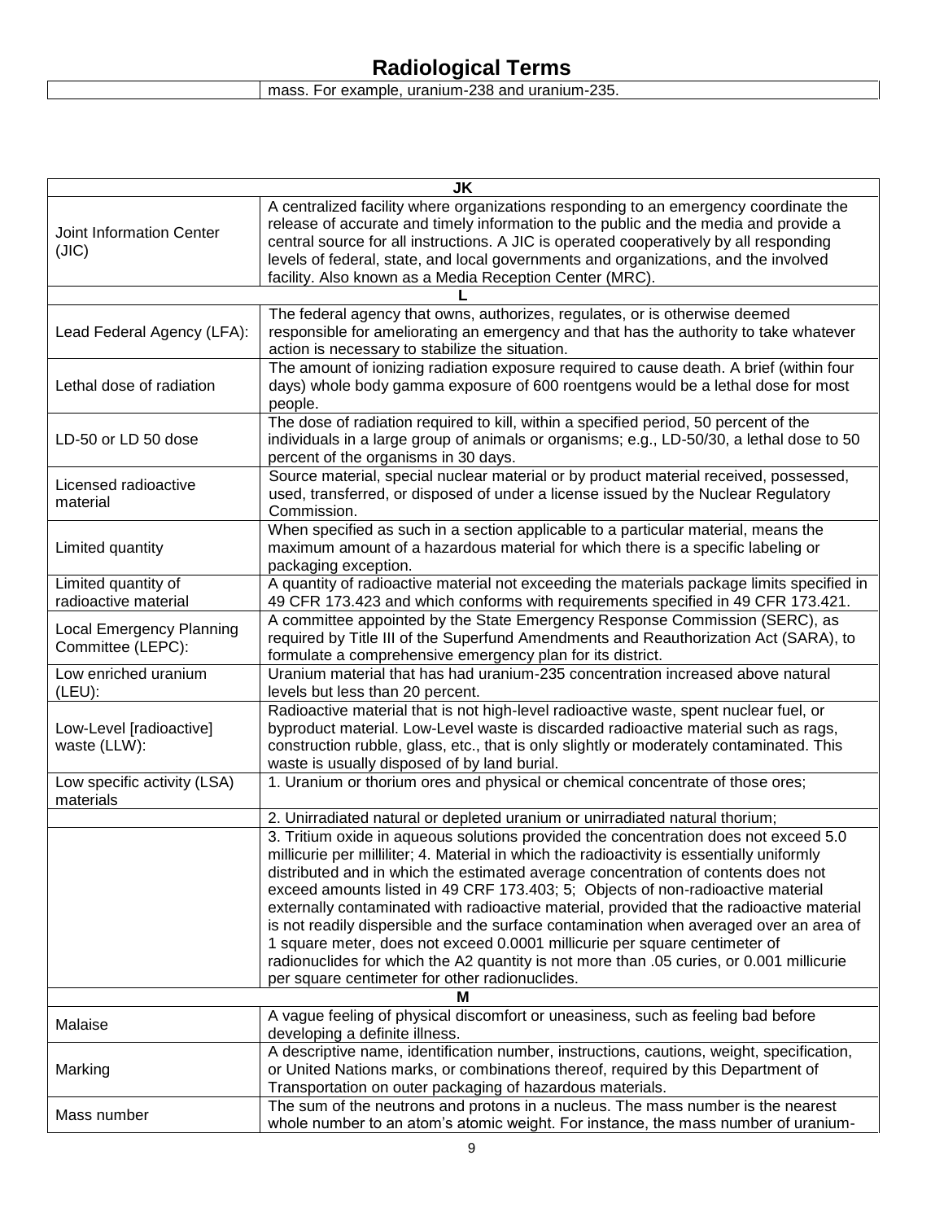# Radiological Terms

| | |
|---|---|
| | mass. For example, uranium-238 and uranium-235. |

| JK | |
|---|---|
| Joint Information Center (JIC) | A centralized facility where organizations responding to an emergency coordinate the release of accurate and timely information to the public and the media and provide a central source for all instructions. A JIC is operated cooperatively by all responding levels of federal, state, and local governments and organizations, and the involved facility. Also known as a Media Reception Center (MRC). |
| **L** | |
| Lead Federal Agency (LFA): | The federal agency that owns, authorizes, regulates, or is otherwise deemed responsible for ameliorating an emergency and that has the authority to take whatever action is necessary to stabilize the situation. |
| Lethal dose of radiation | The amount of ionizing radiation exposure required to cause death. A brief (within four days) whole body gamma exposure of 600 roentgens would be a lethal dose for most people. |
| LD-50 or LD 50 dose | The dose of radiation required to kill, within a specified period, 50 percent of the individuals in a large group of animals or organisms; e.g., LD-50/30, a lethal dose to 50 percent of the organisms in 30 days. |
| Licensed radioactive material | Source material, special nuclear material or by product material received, possessed, used, transferred, or disposed of under a license issued by the Nuclear Regulatory Commission. |
| Limited quantity | When specified as such in a section applicable to a particular material, means the maximum amount of a hazardous material for which there is a specific labeling or packaging exception. |
| Limited quantity of radioactive material | A quantity of radioactive material not exceeding the materials package limits specified in 49 CFR 173.423 and which conforms with requirements specified in 49 CFR 173.421. |
| Local Emergency Planning Committee (LEPC): | A committee appointed by the State Emergency Response Commission (SERC), as required by Title III of the Superfund Amendments and Reauthorization Act (SARA), to formulate a comprehensive emergency plan for its district. |
| Low enriched uranium (LEU): | Uranium material that has had uranium-235 concentration increased above natural levels but less than 20 percent. |
| Low-Level [radioactive] waste (LLW): | Radioactive material that is not high-level radioactive waste, spent nuclear fuel, or byproduct material. Low-Level waste is discarded radioactive material such as rags, construction rubble, glass, etc., that is only slightly or moderately contaminated. This waste is usually disposed of by land burial. |
| Low specific activity (LSA) materials | 1. Uranium or thorium ores and physical or chemical concentrate of those ores; |
| | 2. Unirradiated natural or depleted uranium or unirradiated natural thorium; |
| | 3. Tritium oxide in aqueous solutions provided the concentration does not exceed 5.0 millicurie per milliliter; 4. Material in which the radioactivity is essentially uniformly distributed and in which the estimated average concentration of contents does not exceed amounts listed in 49 CRF 173.403; 5; Objects of non-radioactive material externally contaminated with radioactive material, provided that the radioactive material is not readily dispersible and the surface contamination when averaged over an area of 1 square meter, does not exceed 0.0001 millicurie per square centimeter of radionuclides for which the A2 quantity is not more than .05 curies, or 0.001 millicurie per square centimeter for other radionuclides. |
| **M** | |
| Malaise | A vague feeling of physical discomfort or uneasiness, such as feeling bad before developing a definite illness. |
| Marking | A descriptive name, identification number, instructions, cautions, weight, specification, or United Nations marks, or combinations thereof, required by this Department of Transportation on outer packaging of hazardous materials. |
| Mass number | The sum of the neutrons and protons in a nucleus. The mass number is the nearest whole number to an atom's atomic weight. For instance, the mass number of uranium- |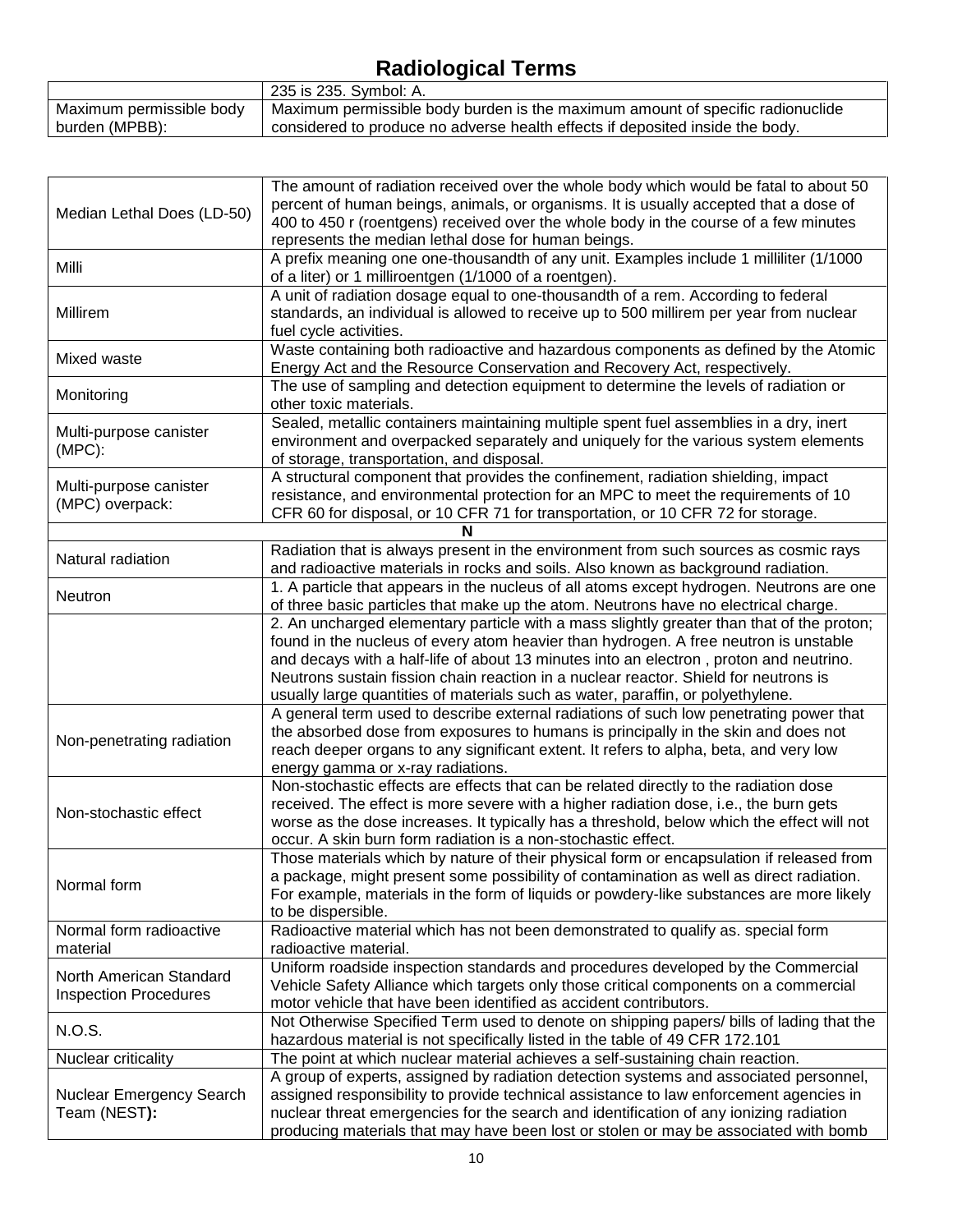# Radiological Terms

| | |
|---|---|
| | 235 is 235. Symbol: A. |
| Maximum permissible body burden (MPBB): | Maximum permissible body burden is the maximum amount of specific radionuclide considered to produce no adverse health effects if deposited inside the body. |

| | |
|---|---|
| Median Lethal Does (LD-50) | The amount of radiation received over the whole body which would be fatal to about 50 percent of human beings, animals, or organisms. It is usually accepted that a dose of 400 to 450 r (roentgens) received over the whole body in the course of a few minutes represents the median lethal dose for human beings. |
| Milli | A prefix meaning one one-thousandth of any unit. Examples include 1 milliliter (1/1000 of a liter) or 1 milliroentgen (1/1000 of a roentgen). |
| Millirem | A unit of radiation dosage equal to one-thousandth of a rem. According to federal standards, an individual is allowed to receive up to 500 millirem per year from nuclear fuel cycle activities. |
| Mixed waste | Waste containing both radioactive and hazardous components as defined by the Atomic Energy Act and the Resource Conservation and Recovery Act, respectively. |
| Monitoring | The use of sampling and detection equipment to determine the levels of radiation or other toxic materials. |
| Multi-purpose canister (MPC): | Sealed, metallic containers maintaining multiple spent fuel assemblies in a dry, inert environment and overpacked separately and uniquely for the various system elements of storage, transportation, and disposal. |
| Multi-purpose canister (MPC) overpack: | A structural component that provides the confinement, radiation shielding, impact resistance, and environmental protection for an MPC to meet the requirements of 10 CFR 60 for disposal, or 10 CFR 71 for transportation, or 10 CFR 72 for storage. |
| **N** | |
| Natural radiation | Radiation that is always present in the environment from such sources as cosmic rays and radioactive materials in rocks and soils. Also known as background radiation. |
| Neutron | 1. A particle that appears in the nucleus of all atoms except hydrogen. Neutrons are one of three basic particles that make up the atom. Neutrons have no electrical charge. |
| | 2. An uncharged elementary particle with a mass slightly greater than that of the proton; found in the nucleus of every atom heavier than hydrogen. A free neutron is unstable and decays with a half-life of about 13 minutes into an electron , proton and neutrino. Neutrons sustain fission chain reaction in a nuclear reactor. Shield for neutrons is usually large quantities of materials such as water, paraffin, or polyethylene. |
| Non-penetrating radiation | A general term used to describe external radiations of such low penetrating power that the absorbed dose from exposures to humans is principally in the skin and does not reach deeper organs to any significant extent. It refers to alpha, beta, and very low energy gamma or x-ray radiations. |
| Non-stochastic effect | Non-stochastic effects are effects that can be related directly to the radiation dose received. The effect is more severe with a higher radiation dose, i.e., the burn gets worse as the dose increases. It typically has a threshold, below which the effect will not occur. A skin burn form radiation is a non-stochastic effect. |
| Normal form | Those materials which by nature of their physical form or encapsulation if released from a package, might present some possibility of contamination as well as direct radiation. For example, materials in the form of liquids or powdery-like substances are more likely to be dispersible. |
| Normal form radioactive material | Radioactive material which has not been demonstrated to qualify as. special form radioactive material. |
| North American Standard Inspection Procedures | Uniform roadside inspection standards and procedures developed by the Commercial Vehicle Safety Alliance which targets only those critical components on a commercial motor vehicle that have been identified as accident contributors. |
| N.O.S. | Not Otherwise Specified Term used to denote on shipping papers/ bills of lading that the hazardous material is not specifically listed in the table of 49 CFR 172.101 |
| Nuclear criticality | The point at which nuclear material achieves a self-sustaining chain reaction. |
| Nuclear Emergency Search Team (NEST**):** | A group of experts, assigned by radiation detection systems and associated personnel, assigned responsibility to provide technical assistance to law enforcement agencies in nuclear threat emergencies for the search and identification of any ionizing radiation producing materials that may have been lost or stolen or may be associated with bomb |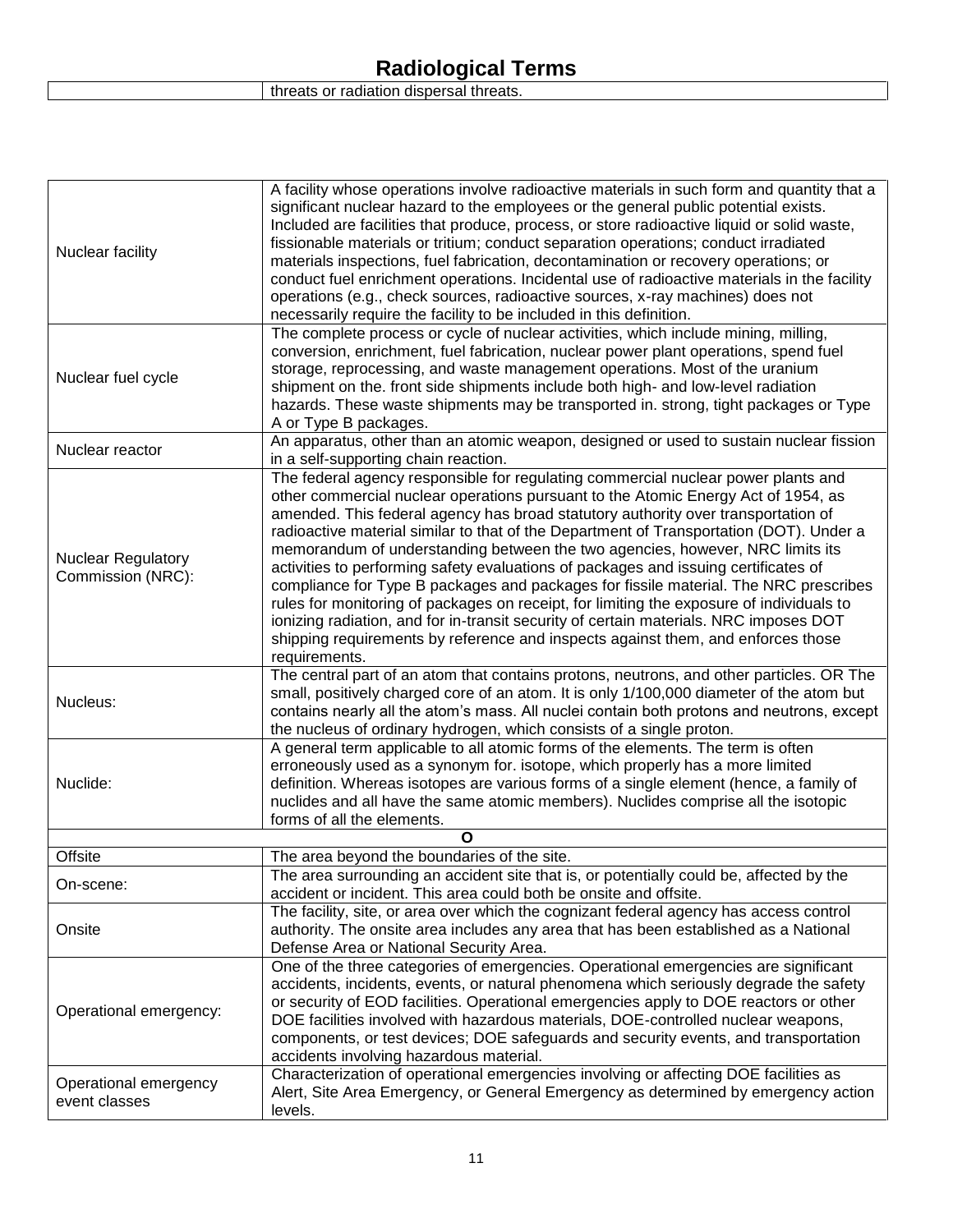# Radiological Terms

| | threats or radiation dispersal threats. |
|---|---|

| | |
|---|---|
| Nuclear facility | A facility whose operations involve radioactive materials in such form and quantity that a significant nuclear hazard to the employees or the general public potential exists. Included are facilities that produce, process, or store radioactive liquid or solid waste, fissionable materials or tritium; conduct separation operations; conduct irradiated materials inspections, fuel fabrication, decontamination or recovery operations; or conduct fuel enrichment operations. Incidental use of radioactive materials in the facility operations (e.g., check sources, radioactive sources, x-ray machines) does not necessarily require the facility to be included in this definition. |
| Nuclear fuel cycle | The complete process or cycle of nuclear activities, which include mining, milling, conversion, enrichment, fuel fabrication, nuclear power plant operations, spend fuel storage, reprocessing, and waste management operations. Most of the uranium shipment on the. front side shipments include both high- and low-level radiation hazards. These waste shipments may be transported in. strong, tight packages or Type A or Type B packages. |
| Nuclear reactor | An apparatus, other than an atomic weapon, designed or used to sustain nuclear fission in a self-supporting chain reaction. |
| Nuclear Regulatory Commission (NRC): | The federal agency responsible for regulating commercial nuclear power plants and other commercial nuclear operations pursuant to the Atomic Energy Act of 1954, as amended. This federal agency has broad statutory authority over transportation of radioactive material similar to that of the Department of Transportation (DOT). Under a memorandum of understanding between the two agencies, however, NRC limits its activities to performing safety evaluations of packages and issuing certificates of compliance for Type B packages and packages for fissile material. The NRC prescribes rules for monitoring of packages on receipt, for limiting the exposure of individuals to ionizing radiation, and for in-transit security of certain materials. NRC imposes DOT shipping requirements by reference and inspects against them, and enforces those requirements. |
| Nucleus: | The central part of an atom that contains protons, neutrons, and other particles. OR The small, positively charged core of an atom. It is only 1/100,000 diameter of the atom but contains nearly all the atom's mass. All nuclei contain both protons and neutrons, except the nucleus of ordinary hydrogen, which consists of a single proton. |
| Nuclide: | A general term applicable to all atomic forms of the elements. The term is often erroneously used as a synonym for. isotope, which properly has a more limited definition. Whereas isotopes are various forms of a single element (hence, a family of nuclides and all have the same atomic members). Nuclides comprise all the isotopic forms of all the elements. |
| **O** | |
| Offsite | The area beyond the boundaries of the site. |
| On-scene: | The area surrounding an accident site that is, or potentially could be, affected by the accident or incident. This area could both be onsite and offsite. |
| Onsite | The facility, site, or area over which the cognizant federal agency has access control authority. The onsite area includes any area that has been established as a National Defense Area or National Security Area. |
| Operational emergency: | One of the three categories of emergencies. Operational emergencies are significant accidents, incidents, events, or natural phenomena which seriously degrade the safety or security of EOD facilities. Operational emergencies apply to DOE reactors or other DOE facilities involved with hazardous materials, DOE-controlled nuclear weapons, components, or test devices; DOE safeguards and security events, and transportation accidents involving hazardous material. |
| Operational emergency event classes | Characterization of operational emergencies involving or affecting DOE facilities as Alert, Site Area Emergency, or General Emergency as determined by emergency action levels. |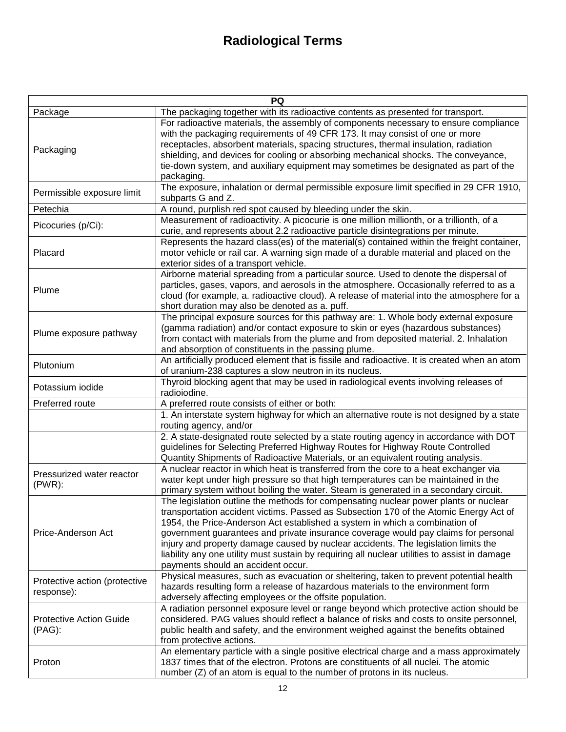# Radiological Terms

| PQ | |
|---|---|
| Package | The packaging together with its radioactive contents as presented for transport. |
| Packaging | For radioactive materials, the assembly of components necessary to ensure compliance with the packaging requirements of 49 CFR 173. It may consist of one or more receptacles, absorbent materials, spacing structures, thermal insulation, radiation shielding, and devices for cooling or absorbing mechanical shocks. The conveyance, tie-down system, and auxiliary equipment may sometimes be designated as part of the packaging. |
| Permissible exposure limit | The exposure, inhalation or dermal permissible exposure limit specified in 29 CFR 1910, subparts G and Z. |
| Petechia | A round, purplish red spot caused by bleeding under the skin. |
| Picocuries (p/Ci): | Measurement of radioactivity. A picocurie is one million millionth, or a trillionth, of a curie, and represents about 2.2 radioactive particle disintegrations per minute. |
| Placard | Represents the hazard class(es) of the material(s) contained within the freight container, motor vehicle or rail car. A warning sign made of a durable material and placed on the exterior sides of a transport vehicle. |
| Plume | Airborne material spreading from a particular source. Used to denote the dispersal of particles, gases, vapors, and aerosols in the atmosphere. Occasionally referred to as a cloud (for example, a. radioactive cloud). A release of material into the atmosphere for a short duration may also be denoted as a. puff. |
| Plume exposure pathway | The principal exposure sources for this pathway are: 1. Whole body external exposure (gamma radiation) and/or contact exposure to skin or eyes (hazardous substances) from contact with materials from the plume and from deposited material. 2. Inhalation and absorption of constituents in the passing plume. |
| Plutonium | An artificially produced element that is fissile and radioactive. It is created when an atom of uranium-238 captures a slow neutron in its nucleus. |
| Potassium iodide | Thyroid blocking agent that may be used in radiological events involving releases of radioiodine. |
| Preferred route | A preferred route consists of either or both: |
| | 1. An interstate system highway for which an alternative route is not designed by a state routing agency, and/or |
| | 2. A state-designated route selected by a state routing agency in accordance with DOT guidelines for Selecting Preferred Highway Routes for Highway Route Controlled Quantity Shipments of Radioactive Materials, or an equivalent routing analysis. |
| Pressurized water reactor (PWR): | A nuclear reactor in which heat is transferred from the core to a heat exchanger via water kept under high pressure so that high temperatures can be maintained in the primary system without boiling the water. Steam is generated in a secondary circuit. |
| Price-Anderson Act | The legislation outline the methods for compensating nuclear power plants or nuclear transportation accident victims. Passed as Subsection 170 of the Atomic Energy Act of 1954, the Price-Anderson Act established a system in which a combination of government guarantees and private insurance coverage would pay claims for personal injury and property damage caused by nuclear accidents. The legislation limits the liability any one utility must sustain by requiring all nuclear utilities to assist in damage payments should an accident occur. |
| Protective action (protective response): | Physical measures, such as evacuation or sheltering, taken to prevent potential health hazards resulting form a release of hazardous materials to the environment form adversely affecting employees or the offsite population. |
| Protective Action Guide (PAG): | A radiation personnel exposure level or range beyond which protective action should be considered. PAG values should reflect a balance of risks and costs to onsite personnel, public health and safety, and the environment weighed against the benefits obtained from protective actions. |
| Proton | An elementary particle with a single positive electrical charge and a mass approximately 1837 times that of the electron. Protons are constituents of all nuclei. The atomic number (Z) of an atom is equal to the number of protons in its nucleus. |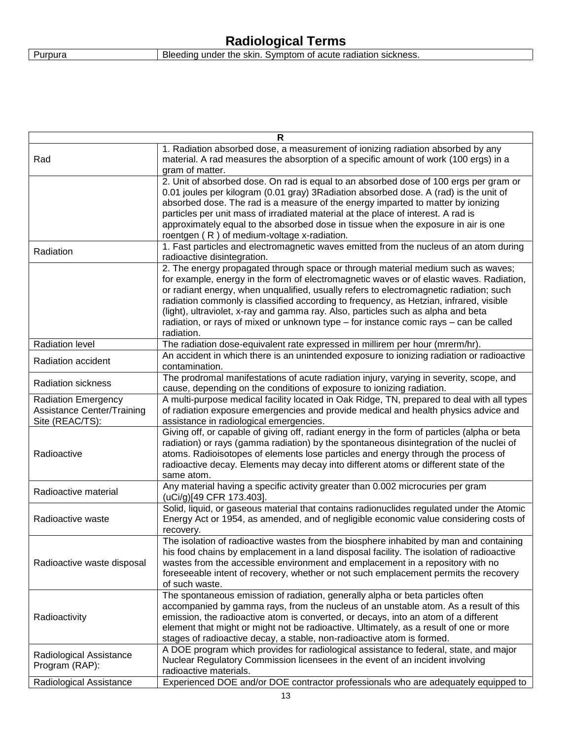# Radiological Terms

| Purpura | Bleeding under the skin. Symptom of acute radiation sickness. |
|---|---|

| R | |
|---|---|
| Rad | 1. Radiation absorbed dose, a measurement of ionizing radiation absorbed by any material. A rad measures the absorption of a specific amount of work (100 ergs) in a gram of matter. |
| | 2. Unit of absorbed dose. On rad is equal to an absorbed dose of 100 ergs per gram or 0.01 joules per kilogram (0.01 gray) 3Radiation absorbed dose. A (rad) is the unit of absorbed dose. The rad is a measure of the energy imparted to matter by ionizing particles per unit mass of irradiated material at the place of interest. A rad is approximately equal to the absorbed dose in tissue when the exposure in air is one roentgen ( R ) of medium-voltage x-radiation. |
| Radiation | 1. Fast particles and electromagnetic waves emitted from the nucleus of an atom during radioactive disintegration. |
| | 2. The energy propagated through space or through material medium such as waves; for example, energy in the form of electromagnetic waves or of elastic waves. Radiation, or radiant energy, when unqualified, usually refers to electromagnetic radiation; such radiation commonly is classified according to frequency, as Hetzian, infrared, visible (light), ultraviolet, x-ray and gamma ray. Also, particles such as alpha and beta radiation, or rays of mixed or unknown type – for instance comic rays – can be called radiation. |
| Radiation level | The radiation dose-equivalent rate expressed in millirem per hour (mrerm/hr). |
| Radiation accident | An accident in which there is an unintended exposure to ionizing radiation or radioactive contamination. |
| Radiation sickness | The prodromal manifestations of acute radiation injury, varying in severity, scope, and cause, depending on the conditions of exposure to ionizing radiation. |
| Radiation Emergency Assistance Center/Training Site (REAC/TS): | A multi-purpose medical facility located in Oak Ridge, TN, prepared to deal with all types of radiation exposure emergencies and provide medical and health physics advice and assistance in radiological emergencies. |
| Radioactive | Giving off, or capable of giving off, radiant energy in the form of particles (alpha or beta radiation) or rays (gamma radiation) by the spontaneous disintegration of the nuclei of atoms. Radioisotopes of elements lose particles and energy through the process of radioactive decay. Elements may decay into different atoms or different state of the same atom. |
| Radioactive material | Any material having a specific activity greater than 0.002 microcuries per gram (uCi/g)[49 CFR 173.403]. |
| Radioactive waste | Solid, liquid, or gaseous material that contains radionuclides regulated under the Atomic Energy Act or 1954, as amended, and of negligible economic value considering costs of recovery. |
| Radioactive waste disposal | The isolation of radioactive wastes from the biosphere inhabited by man and containing his food chains by emplacement in a land disposal facility. The isolation of radioactive wastes from the accessible environment and emplacement in a repository with no foreseeable intent of recovery, whether or not such emplacement permits the recovery of such waste. |
| Radioactivity | The spontaneous emission of radiation, generally alpha or beta particles often accompanied by gamma rays, from the nucleus of an unstable atom. As a result of this emission, the radioactive atom is converted, or decays, into an atom of a different element that might or might not be radioactive. Ultimately, as a result of one or more stages of radioactive decay, a stable, non-radioactive atom is formed. |
| Radiological Assistance Program (RAP): | A DOE program which provides for radiological assistance to federal, state, and major Nuclear Regulatory Commission licensees in the event of an incident involving radioactive materials. |
| Radiological Assistance | Experienced DOE and/or DOE contractor professionals who are adequately equipped to |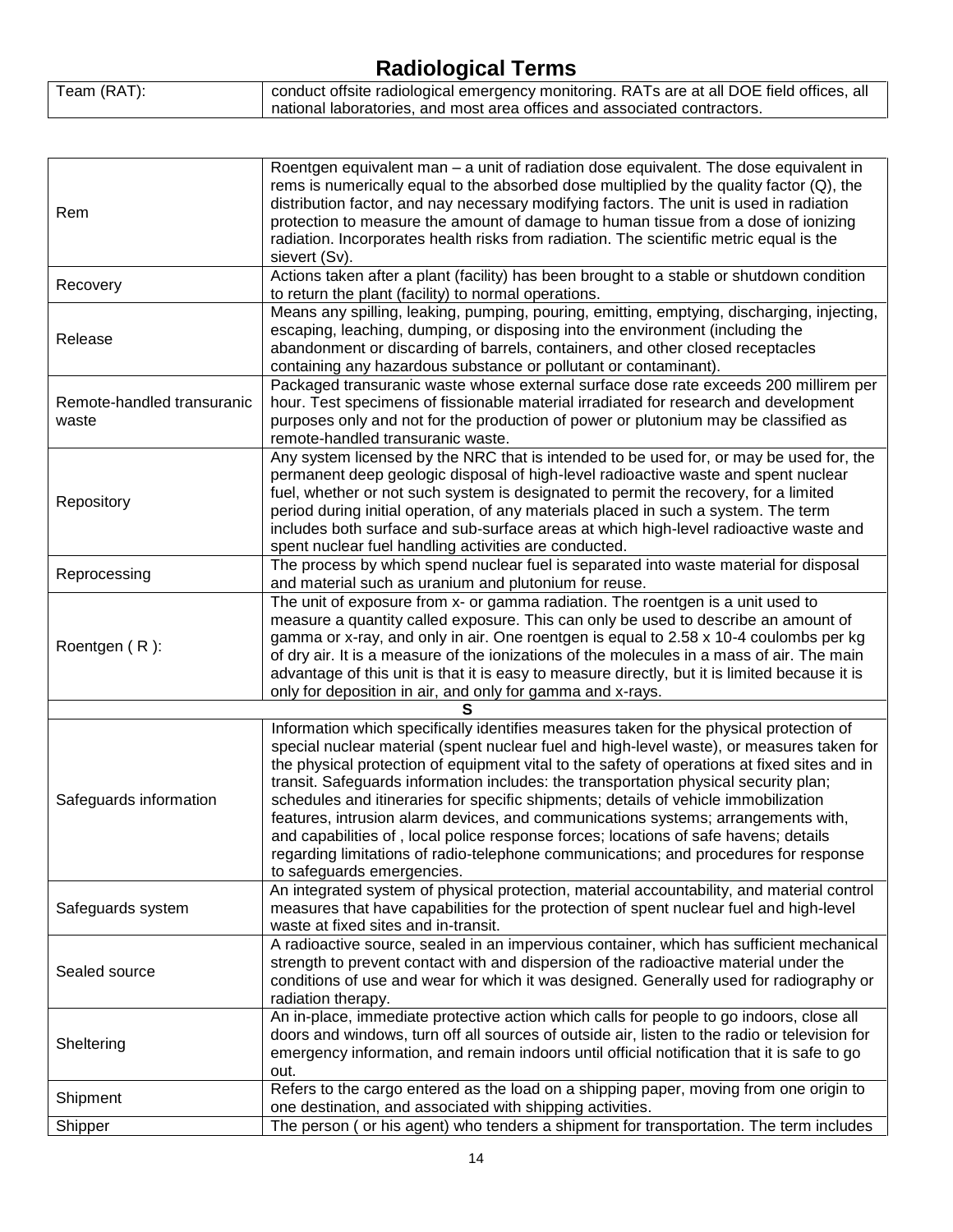# Radiological Terms

| | |
|---|---|
| Team (RAT): | conduct offsite radiological emergency monitoring. RATs are at all DOE field offices, all national laboratories, and most area offices and associated contractors. |

| | |
|---|---|
| Rem | Roentgen equivalent man – a unit of radiation dose equivalent. The dose equivalent in rems is numerically equal to the absorbed dose multiplied by the quality factor (Q), the distribution factor, and nay necessary modifying factors. The unit is used in radiation protection to measure the amount of damage to human tissue from a dose of ionizing radiation. Incorporates health risks from radiation. The scientific metric equal is the sievert (Sv). |
| Recovery | Actions taken after a plant (facility) has been brought to a stable or shutdown condition to return the plant (facility) to normal operations. |
| Release | Means any spilling, leaking, pumping, pouring, emitting, emptying, discharging, injecting, escaping, leaching, dumping, or disposing into the environment (including the abandonment or discarding of barrels, containers, and other closed receptacles containing any hazardous substance or pollutant or contaminant). |
| Remote-handled transuranic waste | Packaged transuranic waste whose external surface dose rate exceeds 200 millirem per hour. Test specimens of fissionable material irradiated for research and development purposes only and not for the production of power or plutonium may be classified as remote-handled transuranic waste. |
| Repository | Any system licensed by the NRC that is intended to be used for, or may be used for, the permanent deep geologic disposal of high-level radioactive waste and spent nuclear fuel, whether or not such system is designated to permit the recovery, for a limited period during initial operation, of any materials placed in such a system. The term includes both surface and sub-surface areas at which high-level radioactive waste and spent nuclear fuel handling activities are conducted. |
| Reprocessing | The process by which spend nuclear fuel is separated into waste material for disposal and material such as uranium and plutonium for reuse. |
| Roentgen ( R ): | The unit of exposure from x- or gamma radiation. The roentgen is a unit used to measure a quantity called exposure. This can only be used to describe an amount of gamma or x-ray, and only in air. One roentgen is equal to $2.58 \times 10^{-4}$ coulombs per kg of dry air. It is a measure of the ionizations of the molecules in a mass of air. The main advantage of this unit is that it is easy to measure directly, but it is limited because it is only for deposition in air, and only for gamma and x-rays. |
| **S** | |
| Safeguards information | Information which specifically identifies measures taken for the physical protection of special nuclear material (spent nuclear fuel and high-level waste), or measures taken for the physical protection of equipment vital to the safety of operations at fixed sites and in transit. Safeguards information includes: the transportation physical security plan; schedules and itineraries for specific shipments; details of vehicle immobilization features, intrusion alarm devices, and communications systems; arrangements with, and capabilities of , local police response forces; locations of safe havens; details regarding limitations of radio-telephone communications; and procedures for response to safeguards emergencies. |
| Safeguards system | An integrated system of physical protection, material accountability, and material control measures that have capabilities for the protection of spent nuclear fuel and high-level waste at fixed sites and in-transit. |
| Sealed source | A radioactive source, sealed in an impervious container, which has sufficient mechanical strength to prevent contact with and dispersion of the radioactive material under the conditions of use and wear for which it was designed. Generally used for radiography or radiation therapy. |
| Sheltering | An in-place, immediate protective action which calls for people to go indoors, close all doors and windows, turn off all sources of outside air, listen to the radio or television for emergency information, and remain indoors until official notification that it is safe to go out. |
| Shipment | Refers to the cargo entered as the load on a shipping paper, moving from one origin to one destination, and associated with shipping activities. |
| Shipper | The person ( or his agent) who tenders a shipment for transportation. The term includes |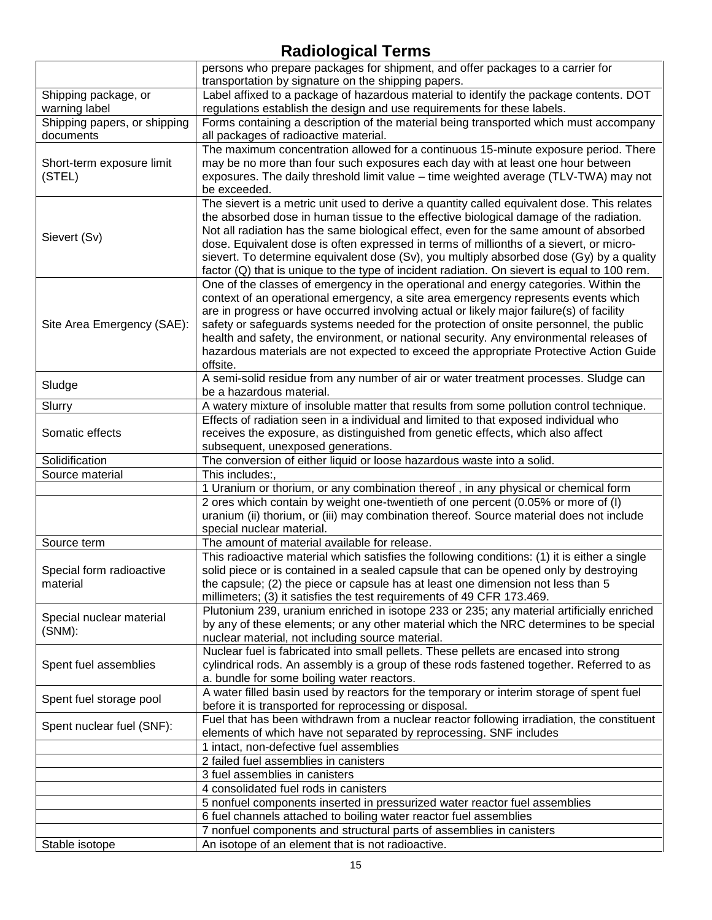# Radiological Terms

| | |
|---|---|
| | persons who prepare packages for shipment, and offer packages to a carrier for transportation by signature on the shipping papers. |
| Shipping package, or warning label | Label affixed to a package of hazardous material to identify the package contents. DOT regulations establish the design and use requirements for these labels. |
| Shipping papers, or shipping documents | Forms containing a description of the material being transported which must accompany all packages of radioactive material. |
| Short-term exposure limit (STEL) | The maximum concentration allowed for a continuous 15-minute exposure period. There may be no more than four such exposures each day with at least one hour between exposures. The daily threshold limit value – time weighted average (TLV-TWA) may not be exceeded. |
| Sievert (Sv) | The sievert is a metric unit used to derive a quantity called equivalent dose. This relates the absorbed dose in human tissue to the effective biological damage of the radiation. Not all radiation has the same biological effect, even for the same amount of absorbed dose. Equivalent dose is often expressed in terms of millionths of a sievert, or micro-sievert. To determine equivalent dose (Sv), you multiply absorbed dose (Gy) by a quality factor (Q) that is unique to the type of incident radiation. On sievert is equal to 100 rem. |
| Site Area Emergency (SAE): | One of the classes of emergency in the operational and energy categories. Within the context of an operational emergency, a site area emergency represents events which are in progress or have occurred involving actual or likely major failure(s) of facility safety or safeguards systems needed for the protection of onsite personnel, the public health and safety, the environment, or national security. Any environmental releases of hazardous materials are not expected to exceed the appropriate Protective Action Guide offsite. |
| Sludge | A semi-solid residue from any number of air or water treatment processes. Sludge can be a hazardous material. |
| Slurry | A watery mixture of insoluble matter that results from some pollution control technique. |
| Somatic effects | Effects of radiation seen in a individual and limited to that exposed individual who receives the exposure, as distinguished from genetic effects, which also affect subsequent, unexposed generations. |
| Solidification | The conversion of either liquid or loose hazardous waste into a solid. |
| Source material | This includes:, |
| | 1 Uranium or thorium, or any combination thereof , in any physical or chemical form |
| | 2 ores which contain by weight one-twentieth of one percent (0.05% or more of (I) uranium (ii) thorium, or (iii) may combination thereof. Source material does not include special nuclear material. |
| Source term | The amount of material available for release. |
| Special form radioactive material | This radioactive material which satisfies the following conditions: (1) it is either a single solid piece or is contained in a sealed capsule that can be opened only by destroying the capsule; (2) the piece or capsule has at least one dimension not less than 5 millimeters; (3) it satisfies the test requirements of 49 CFR 173.469. |
| Special nuclear material (SNM): | Plutonium 239, uranium enriched in isotope 233 or 235; any material artificially enriched by any of these elements; or any other material which the NRC determines to be special nuclear material, not including source material. |
| Spent fuel assemblies | Nuclear fuel is fabricated into small pellets. These pellets are encased into strong cylindrical rods. An assembly is a group of these rods fastened together. Referred to as a. bundle for some boiling water reactors. |
| Spent fuel storage pool | A water filled basin used by reactors for the temporary or interim storage of spent fuel before it is transported for reprocessing or disposal. |
| Spent nuclear fuel (SNF): | Fuel that has been withdrawn from a nuclear reactor following irradiation, the constituent elements of which have not separated by reprocessing. SNF includes |
| | 1 intact, non-defective fuel assemblies |
| | 2 failed fuel assemblies in canisters |
| | 3 fuel assemblies in canisters |
| | 4 consolidated fuel rods in canisters |
| | 5 nonfuel components inserted in pressurized water reactor fuel assemblies |
| | 6 fuel channels attached to boiling water reactor fuel assemblies |
| | 7 nonfuel components and structural parts of assemblies in canisters |
| Stable isotope | An isotope of an element that is not radioactive. |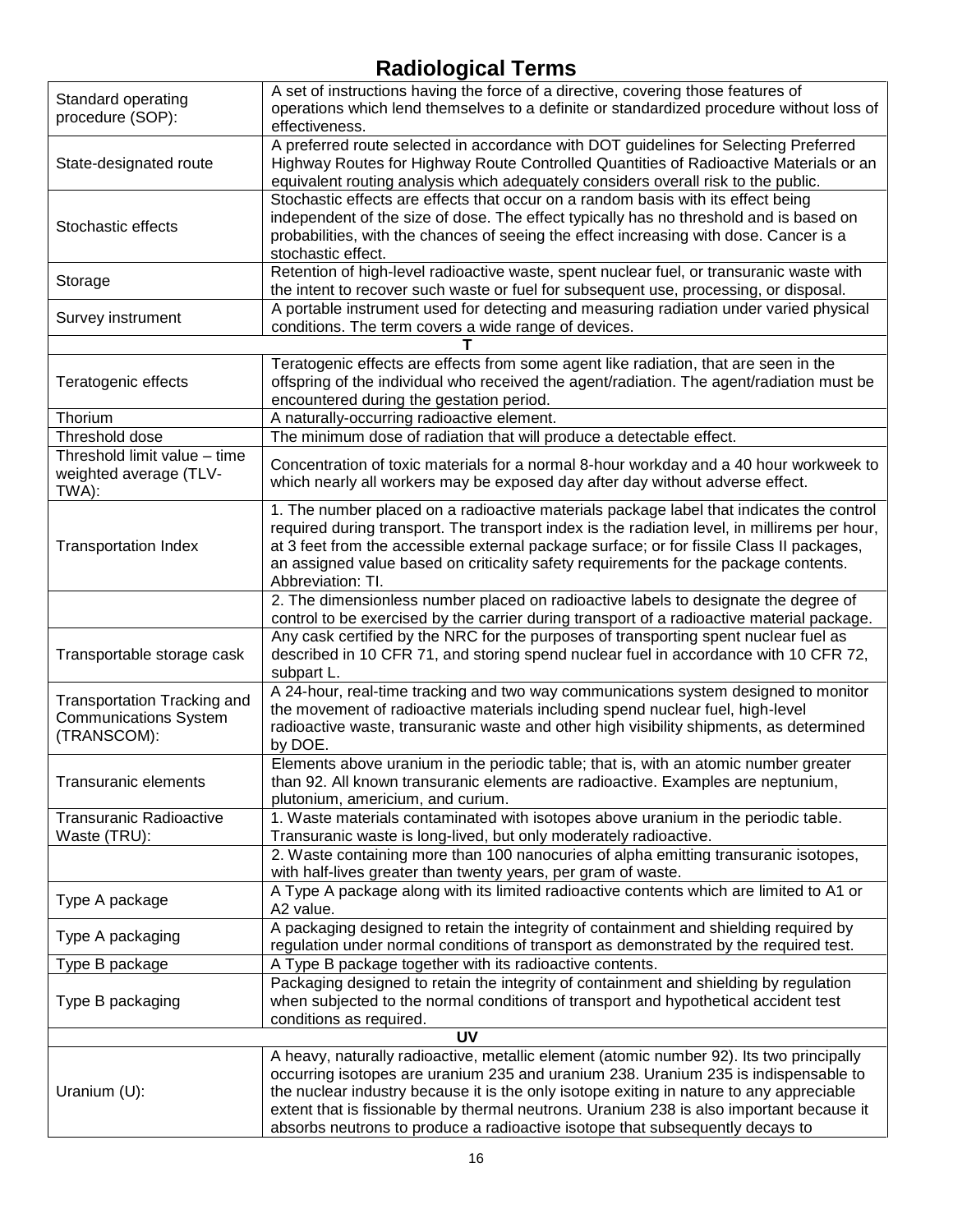# Radiological Terms

| | |
|---|---|
| Standard operating procedure (SOP): | A set of instructions having the force of a directive, covering those features of operations which lend themselves to a definite or standardized procedure without loss of effectiveness. |
| State-designated route | A preferred route selected in accordance with DOT guidelines for Selecting Preferred Highway Routes for Highway Route Controlled Quantities of Radioactive Materials or an equivalent routing analysis which adequately considers overall risk to the public. |
| Stochastic effects | Stochastic effects are effects that occur on a random basis with its effect being independent of the size of dose. The effect typically has no threshold and is based on probabilities, with the chances of seeing the effect increasing with dose. Cancer is a stochastic effect. |
| Storage | Retention of high-level radioactive waste, spent nuclear fuel, or transuranic waste with the intent to recover such waste or fuel for subsequent use, processing, or disposal. |
| Survey instrument | A portable instrument used for detecting and measuring radiation under varied physical conditions. The term covers a wide range of devices. |
| **T** | |
| Teratogenic effects | Teratogenic effects are effects from some agent like radiation, that are seen in the offspring of the individual who received the agent/radiation. The agent/radiation must be encountered during the gestation period. |
| Thorium | A naturally-occurring radioactive element. |
| Threshold dose | The minimum dose of radiation that will produce a detectable effect. |
| Threshold limit value – time weighted average (TLV-TWA): | Concentration of toxic materials for a normal 8-hour workday and a 40 hour workweek to which nearly all workers may be exposed day after day without adverse effect. |
| Transportation Index | 1. The number placed on a radioactive materials package label that indicates the control required during transport. The transport index is the radiation level, in millirems per hour, at 3 feet from the accessible external package surface; or for fissile Class II packages, an assigned value based on criticality safety requirements for the package contents. Abbreviation: TI. |
| | 2. The dimensionless number placed on radioactive labels to designate the degree of control to be exercised by the carrier during transport of a radioactive material package. |
| Transportable storage cask | Any cask certified by the NRC for the purposes of transporting spent nuclear fuel as described in 10 CFR 71, and storing spend nuclear fuel in accordance with 10 CFR 72, subpart L. |
| Transportation Tracking and Communications System (TRANSCOM): | A 24-hour, real-time tracking and two way communications system designed to monitor the movement of radioactive materials including spend nuclear fuel, high-level radioactive waste, transuranic waste and other high visibility shipments, as determined by DOE. |
| Transuranic elements | Elements above uranium in the periodic table; that is, with an atomic number greater than 92. All known transuranic elements are radioactive. Examples are neptunium, plutonium, americium, and curium. |
| Transuranic Radioactive Waste (TRU): | 1. Waste materials contaminated with isotopes above uranium in the periodic table. Transuranic waste is long-lived, but only moderately radioactive. |
| | 2. Waste containing more than 100 nanocuries of alpha emitting transuranic isotopes, with half-lives greater than twenty years, per gram of waste. |
| Type A package | A Type A package along with its limited radioactive contents which are limited to A1 or A2 value. |
| Type A packaging | A packaging designed to retain the integrity of containment and shielding required by regulation under normal conditions of transport as demonstrated by the required test. |
| Type B package | A Type B package together with its radioactive contents. |
| Type B packaging | Packaging designed to retain the integrity of containment and shielding by regulation when subjected to the normal conditions of transport and hypothetical accident test conditions as required. |
| **UV** | |
| Uranium (U): | A heavy, naturally radioactive, metallic element (atomic number 92). Its two principally occurring isotopes are uranium 235 and uranium 238. Uranium 235 is indispensable to the nuclear industry because it is the only isotope exiting in nature to any appreciable extent that is fissionable by thermal neutrons. Uranium 238 is also important because it absorbs neutrons to produce a radioactive isotope that subsequently decays to |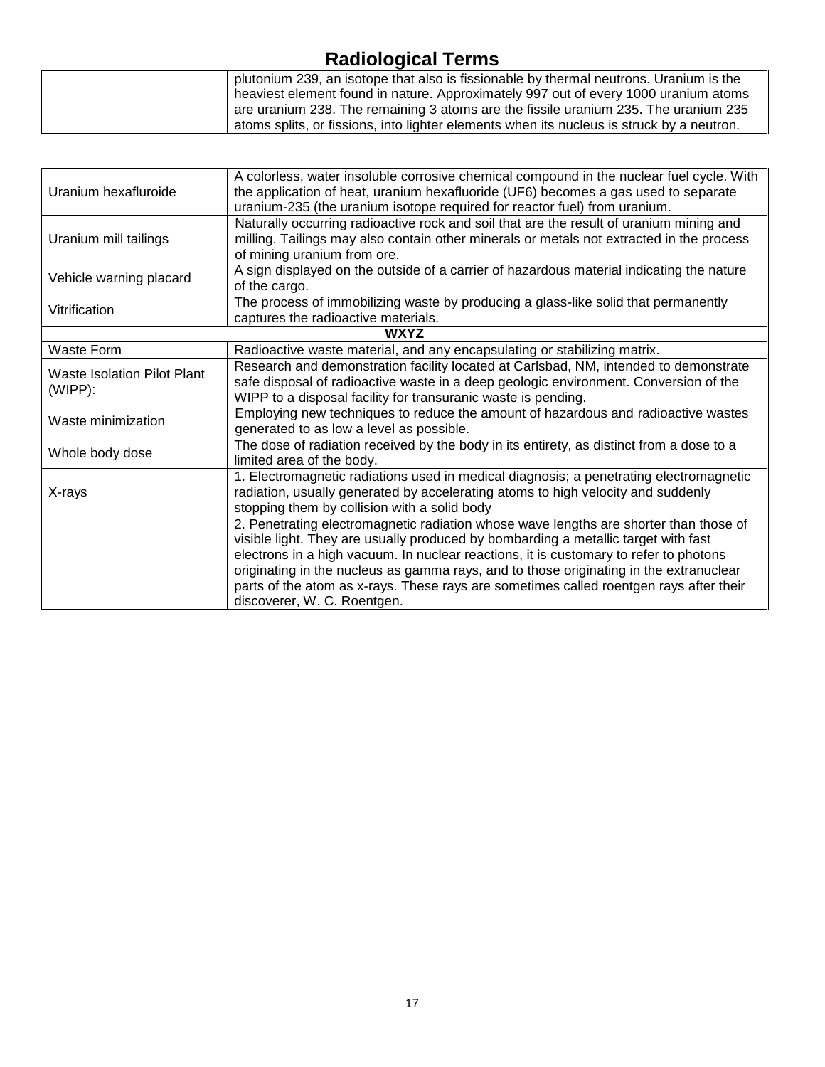# Radiological Terms

| | |
|---|---|
| | plutonium 239, an isotope that also is fissionable by thermal neutrons. Uranium is the heaviest element found in nature. Approximately 997 out of every 1000 uranium atoms are uranium 238. The remaining 3 atoms are the fissile uranium 235. The uranium 235 atoms splits, or fissions, into lighter elements when its nucleus is struck by a neutron. |

| | |
|---|---|
| Uranium hexafluroide | A colorless, water insoluble corrosive chemical compound in the nuclear fuel cycle. With the application of heat, uranium hexafluoride (UF6) becomes a gas used to separate uranium-235 (the uranium isotope required for reactor fuel) from uranium. |
| Uranium mill tailings | Naturally occurring radioactive rock and soil that are the result of uranium mining and milling. Tailings may also contain other minerals or metals not extracted in the process of mining uranium from ore. |
| Vehicle warning placard | A sign displayed on the outside of a carrier of hazardous material indicating the nature of the cargo. |
| Vitrification | The process of immobilizing waste by producing a glass-like solid that permanently captures the radioactive materials. |
| **WXYZ** | |
| Waste Form | Radioactive waste material, and any encapsulating or stabilizing matrix. |
| Waste Isolation Pilot Plant (WIPP): | Research and demonstration facility located at Carlsbad, NM, intended to demonstrate safe disposal of radioactive waste in a deep geologic environment. Conversion of the WIPP to a disposal facility for transuranic waste is pending. |
| Waste minimization | Employing new techniques to reduce the amount of hazardous and radioactive wastes generated to as low a level as possible. |
| Whole body dose | The dose of radiation received by the body in its entirety, as distinct from a dose to a limited area of the body. |
| X-rays | 1. Electromagnetic radiations used in medical diagnosis; a penetrating electromagnetic radiation, usually generated by accelerating atoms to high velocity and suddenly stopping them by collision with a solid body |
| | 2. Penetrating electromagnetic radiation whose wave lengths are shorter than those of visible light. They are usually produced by bombarding a metallic target with fast electrons in a high vacuum. In nuclear reactions, it is customary to refer to photons originating in the nucleus as gamma rays, and to those originating in the extranuclear parts of the atom as x-rays. These rays are sometimes called roentgen rays after their discoverer, W. C. Roentgen. |